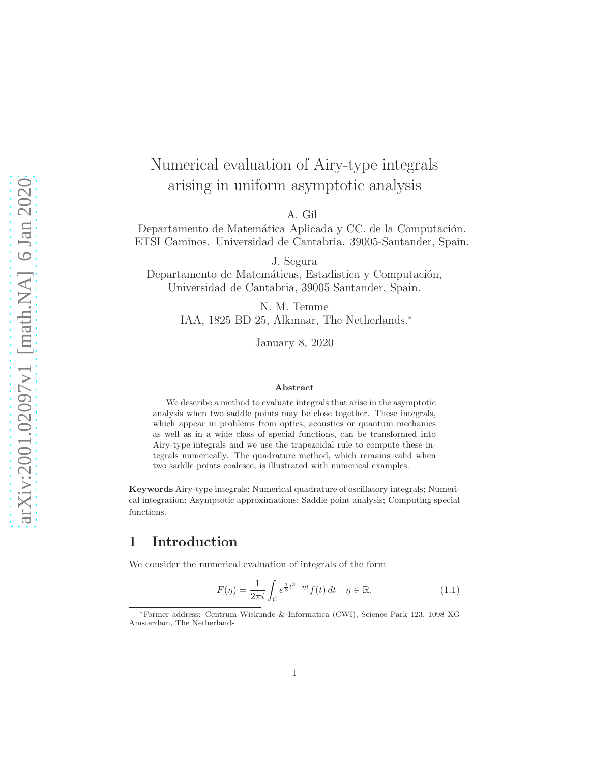# Numerical evaluation of Airy-type integrals arising in uniform asymptotic analysis

A. Gil

Departamento de Matemática Aplicada y CC. de la Computación. ETSI Caminos. Universidad de Cantabria. 39005-Santander, Spain.

J. Segura

Departamento de Matemáticas, Estadistica y Computación, Universidad de Cantabria, 39005 Santander, Spain.

N. M. Temme

IAA, 1825 BD 25, Alkmaar, The Netherlands.*

January 8, 2020

### Abstract

We describe a method to evaluate integrals that arise in the asymptotic analysis when two saddle points may be close together. These integrals, which appear in problems from optics, acoustics or quantum mechanics as well as in a wide class of special functions, can be transformed into Airy-type integrals and we use the trapezoidal rule to compute these integrals numerically. The quadrature method, which remains valid when two saddle points coalesce, is illustrated with numerical examples.

**Keywords** Airy-type integrals; Numerical quadrature of oscillatory integrals; Numerical integration; Asymptotic approximations; Saddle point analysis; Computing special functions.

## 1 Introduction

We consider the numerical evaluation of integrals of the form

$$F(\eta) = \frac{1}{2\pi i} \int_{\mathcal{C}} e^{\frac{1}{3}t^3 - \eta t} f(t)\, dt \quad \eta \in \mathbb{R}. \tag{1.1}$$

*Former address: Centrum Wiskunde & Informatica (CWI), Science Park 123, 1098 XG Amsterdam, The Netherlands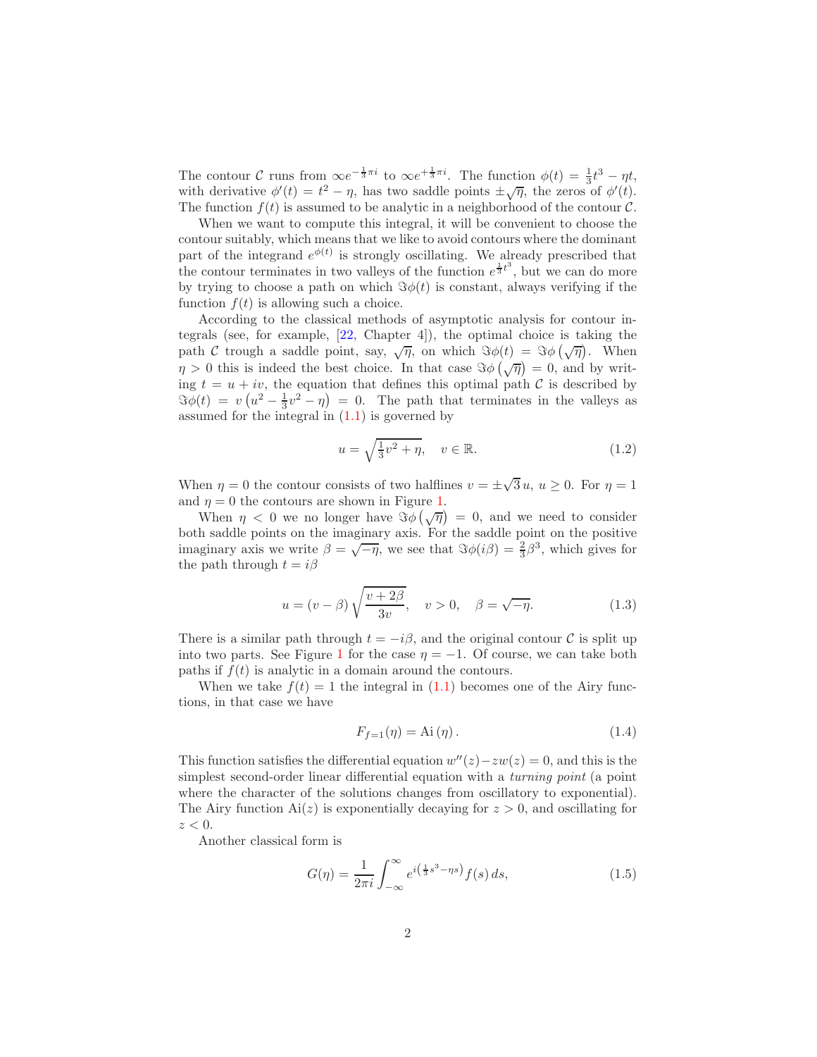The contour $\mathcal{C}$ runs from $\infty e^{-\frac{1}{3}\pi i}$ to $\infty e^{+\frac{1}{3}\pi i}$. The function $\phi(t) = \frac{1}{3}t^3 - \eta t$, with derivative $\phi'(t) = t^2 - \eta$, has two saddle points $\pm\sqrt{\eta}$, the zeros of $\phi'(t)$. The function $f(t)$ is assumed to be analytic in a neighborhood of the contour $\mathcal{C}$.

When we want to compute this integral, it will be convenient to choose the contour suitably, which means that we like to avoid contours where the dominant part of the integrand $e^{\phi(t)}$ is strongly oscillating. We already prescribed that the contour terminates in two valleys of the function $e^{\frac{1}{3}t^3}$, but we can do more by trying to choose a path on which $\Im\phi(t)$ is constant, always verifying if the function $f(t)$ is allowing such a choice.

According to the classical methods of asymptotic analysis for contour integrals (see, for example, [22, Chapter 4]), the optimal choice is taking the path $\mathcal{C}$ trough a saddle point, say, $\sqrt{\eta}$, on which $\Im\phi(t) = \Im\phi\left(\sqrt{\eta}\right)$. When $\eta > 0$ this is indeed the best choice. In that case $\Im\phi\left(\sqrt{\eta}\right) = 0$, and by writing $t = u + iv$, the equation that defines this optimal path $\mathcal{C}$ is described by $\Im\phi(t) = v\left(u^2 - \frac{1}{3}v^2 - \eta\right) = 0$. The path that terminates in the valleys as assumed for the integral in (1.1) is governed by

$$u = \sqrt{\tfrac{1}{3}v^2 + \eta}, \quad v \in \mathbb{R}. \tag{1.2}$$

When $\eta = 0$ the contour consists of two halflines $v = \pm\sqrt{3}\,u$, $u \geq 0$. For $\eta = 1$ and $\eta = 0$ the contours are shown in Figure 1.

When $\eta < 0$ we no longer have $\Im\phi\left(\sqrt{\eta}\right) = 0$, and we need to consider both saddle points on the imaginary axis. For the saddle point on the positive imaginary axis we write $\beta = \sqrt{-\eta}$, we see that $\Im\phi(i\beta) = \frac{2}{3}\beta^3$, which gives for the path through $t = i\beta$

$$u = (v - \beta)\sqrt{\frac{v + 2\beta}{3v}}, \quad v > 0, \quad \beta = \sqrt{-\eta}. \tag{1.3}$$

There is a similar path through $t = -i\beta$, and the original contour $\mathcal{C}$ is split up into two parts. See Figure 1 for the case $\eta = -1$. Of course, we can take both paths if $f(t)$ is analytic in a domain around the contours.

When we take $f(t) = 1$ the integral in (1.1) becomes one of the Airy functions, in that case we have

$$F_{f=1}(\eta) = \mathrm{Ai}\,(\eta)\,. \tag{1.4}$$

This function satisfies the differential equation $w''(z) - zw(z) = 0$, and this is the simplest second-order linear differential equation with a *turning point* (a point where the character of the solutions changes from oscillatory to exponential). The Airy function $\mathrm{Ai}(z)$ is exponentially decaying for $z > 0$, and oscillating for $z < 0$.

Another classical form is

$$G(\eta) = \frac{1}{2\pi i}\int_{-\infty}^{\infty} e^{i\left(\frac{1}{3}s^3 - \eta s\right)} f(s)\,ds, \tag{1.5}$$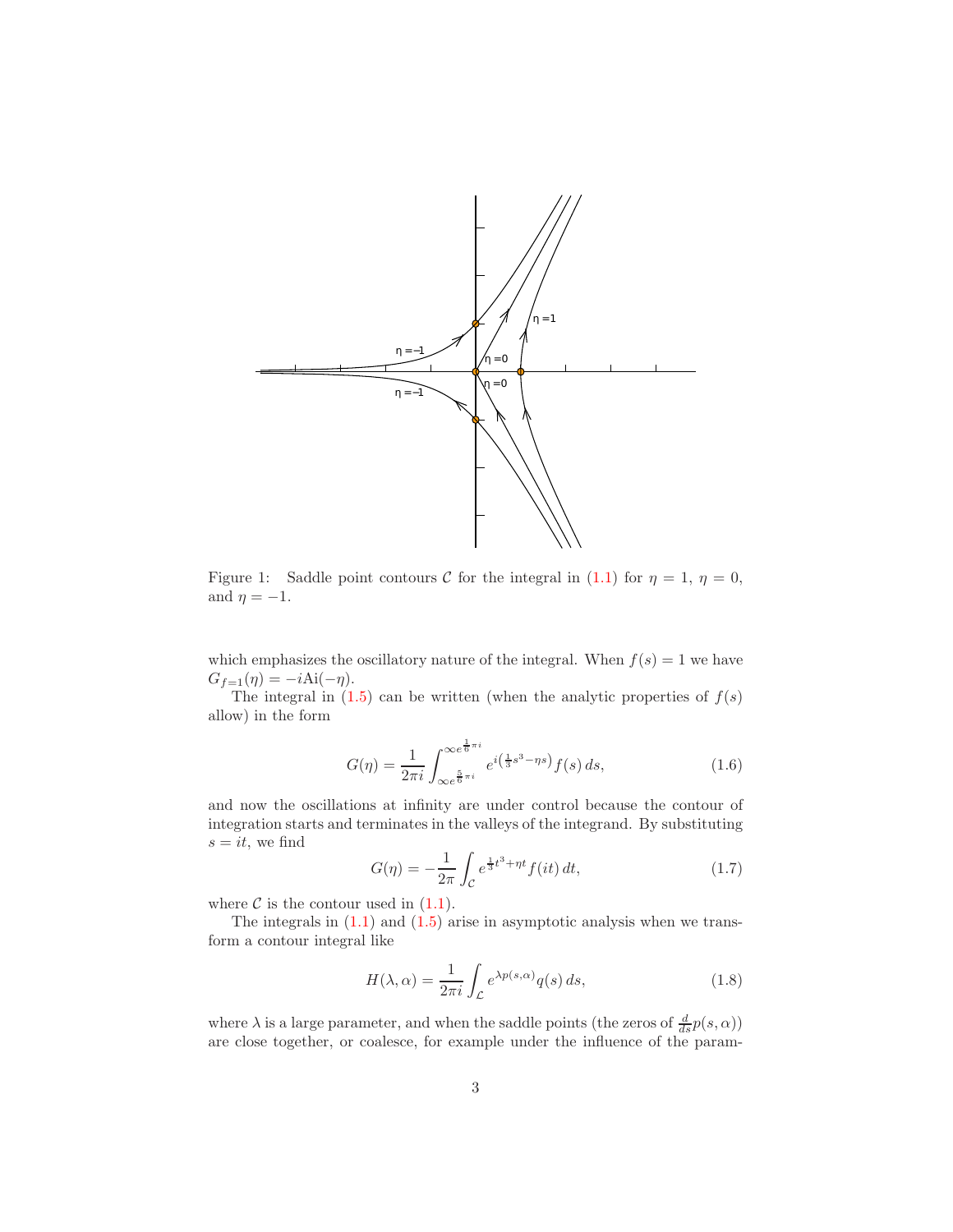Figure 1: Saddle point contours $\mathcal{C}$ for the integral in (1.1) for $\eta = 1$, $\eta = 0$, and $\eta = -1$.

which emphasizes the oscillatory nature of the integral. When $f(s) = 1$ we have $G_{f=1}(\eta) = -i\mathrm{Ai}(-\eta)$.

The integral in (1.5) can be written (when the analytic properties of $f(s)$ allow) in the form

$$G(\eta) = \frac{1}{2\pi i}\int_{\infty e^{\frac{5}{6}\pi i}}^{\infty e^{\frac{1}{6}\pi i}} e^{i\left(\frac{1}{3}s^3 - \eta s\right)} f(s)\, ds, \tag{1.6}$$

and now the oscillations at infinity are under control because the contour of integration starts and terminates in the valleys of the integrand. By substituting $s = it$, we find

$$G(\eta) = -\frac{1}{2\pi}\int_{\mathcal{C}} e^{\frac{1}{3}t^3 + \eta t} f(it)\, dt, \tag{1.7}$$

where $\mathcal{C}$ is the contour used in (1.1).

The integrals in (1.1) and (1.5) arise in asymptotic analysis when we transform a contour integral like

$$H(\lambda, \alpha) = \frac{1}{2\pi i}\int_{\mathcal{L}} e^{\lambda p(s,\alpha)} q(s)\, ds, \tag{1.8}$$

where $\lambda$ is a large parameter, and when the saddle points (the zeros of $\frac{d}{ds}p(s,\alpha)$) are close together, or coalesce, for example under the influence of the param-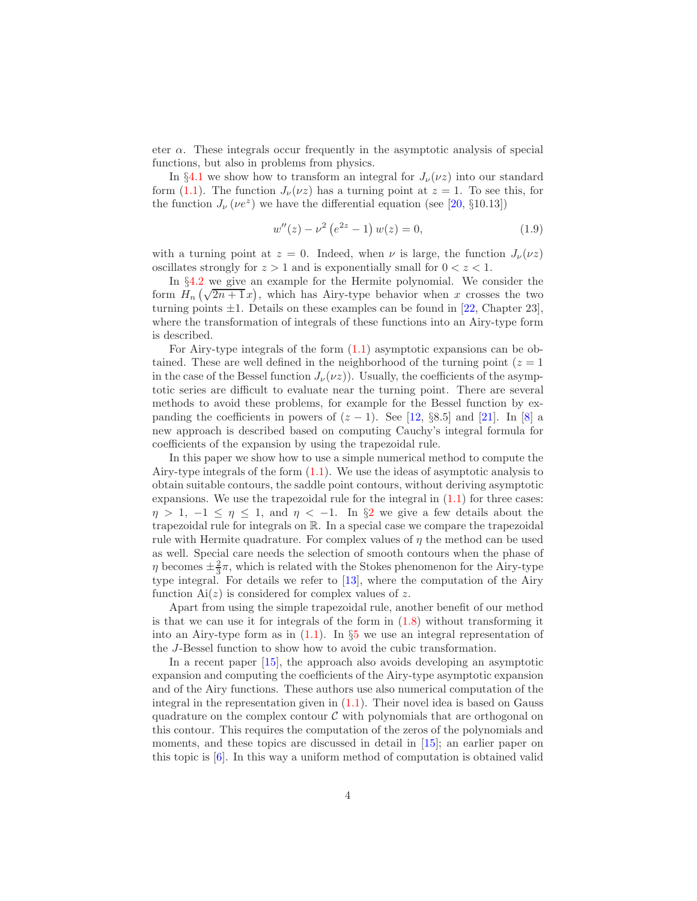eter $\alpha$. These integrals occur frequently in the asymptotic analysis of special functions, but also in problems from physics.

In §4.1 we show how to transform an integral for $J_\nu(\nu z)$ into our standard form (1.1). The function $J_\nu(\nu z)$ has a turning point at $z = 1$. To see this, for the function $J_\nu(\nu e^z)$ we have the differential equation (see [20, §10.13])

$$w''(z) - \nu^2 \left(e^{2z} - 1\right) w(z) = 0, \tag{1.9}$$

with a turning point at $z = 0$. Indeed, when $\nu$ is large, the function $J_\nu(\nu z)$ oscillates strongly for $z > 1$ and is exponentially small for $0 < z < 1$.

In §4.2 we give an example for the Hermite polynomial. We consider the form $H_n\left(\sqrt{2n+1}\,x\right)$, which has Airy-type behavior when $x$ crosses the two turning points $\pm 1$. Details on these examples can be found in [22, Chapter 23], where the transformation of integrals of these functions into an Airy-type form is described.

For Airy-type integrals of the form (1.1) asymptotic expansions can be obtained. These are well defined in the neighborhood of the turning point ($z = 1$ in the case of the Bessel function $J_\nu(\nu z)$). Usually, the coefficients of the asymptotic series are difficult to evaluate near the turning point. There are several methods to avoid these problems, for example for the Bessel function by expanding the coefficients in powers of $(z-1)$. See [12, §8.5] and [21]. In [8] a new approach is described based on computing Cauchy's integral formula for coefficients of the expansion by using the trapezoidal rule.

In this paper we show how to use a simple numerical method to compute the Airy-type integrals of the form (1.1). We use the ideas of asymptotic analysis to obtain suitable contours, the saddle point contours, without deriving asymptotic expansions. We use the trapezoidal rule for the integral in (1.1) for three cases: $\eta > 1$, $-1 \le \eta \le 1$, and $\eta < -1$. In §2 we give a few details about the trapezoidal rule for integrals on $\mathbb{R}$. In a special case we compare the trapezoidal rule with Hermite quadrature. For complex values of $\eta$ the method can be used as well. Special care needs the selection of smooth contours when the phase of $\eta$ becomes $\pm\frac{2}{3}\pi$, which is related with the Stokes phenomenon for the Airy-type type integral. For details we refer to [13], where the computation of the Airy function $\mathrm{Ai}(z)$ is considered for complex values of $z$.

Apart from using the simple trapezoidal rule, another benefit of our method is that we can use it for integrals of the form in (1.8) without transforming it into an Airy-type form as in (1.1). In §5 we use an integral representation of the $J$-Bessel function to show how to avoid the cubic transformation.

In a recent paper [15], the approach also avoids developing an asymptotic expansion and computing the coefficients of the Airy-type asymptotic expansion and of the Airy functions. These authors use also numerical computation of the integral in the representation given in (1.1). Their novel idea is based on Gauss quadrature on the complex contour $\mathcal{C}$ with polynomials that are orthogonal on this contour. This requires the computation of the zeros of the polynomials and moments, and these topics are discussed in detail in [15]; an earlier paper on this topic is [6]. In this way a uniform method of computation is obtained valid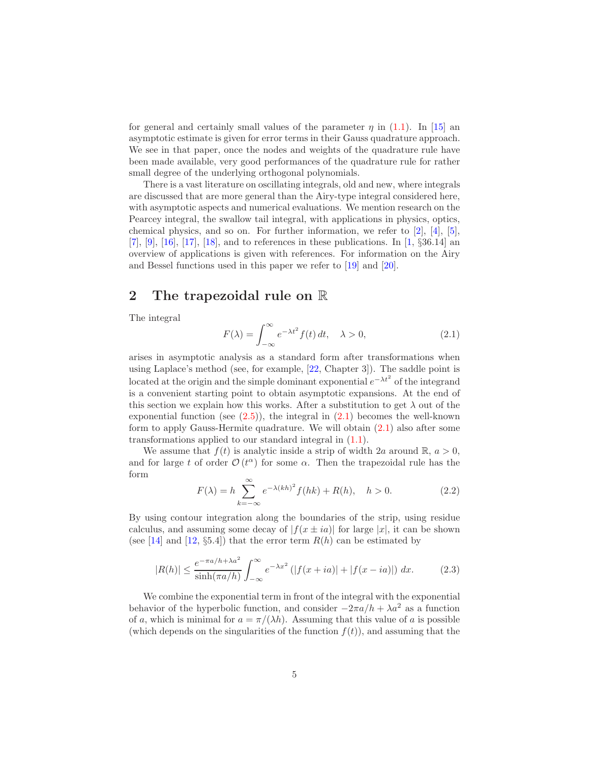for general and certainly small values of the parameter $\eta$ in (1.1). In [15] an asymptotic estimate is given for error terms in their Gauss quadrature approach. We see in that paper, once the nodes and weights of the quadrature rule have been made available, very good performances of the quadrature rule for rather small degree of the underlying orthogonal polynomials.

There is a vast literature on oscillating integrals, old and new, where integrals are discussed that are more general than the Airy-type integral considered here, with asymptotic aspects and numerical evaluations. We mention research on the Pearcey integral, the swallow tail integral, with applications in physics, optics, chemical physics, and so on. For further information, we refer to [2], [4], [5], [7], [9], [16], [17], [18], and to references in these publications. In [1, §36.14] an overview of applications is given with references. For information on the Airy and Bessel functions used in this paper we refer to [19] and [20].

## 2 The trapezoidal rule on $\mathbb{R}$

The integral

$$F(\lambda) = \int_{-\infty}^{\infty} e^{-\lambda t^2} f(t)\, dt, \quad \lambda > 0, \tag{2.1}$$

arises in asymptotic analysis as a standard form after transformations when using Laplace's method (see, for example, [22, Chapter 3]). The saddle point is located at the origin and the simple dominant exponential $e^{-\lambda t^2}$ of the integrand is a convenient starting point to obtain asymptotic expansions. At the end of this section we explain how this works. After a substitution to get $\lambda$ out of the exponential function (see (2.5)), the integral in (2.1) becomes the well-known form to apply Gauss-Hermite quadrature. We will obtain (2.1) also after some transformations applied to our standard integral in (1.1).

We assume that $f(t)$ is analytic inside a strip of width $2a$ around $\mathbb{R}$, $a > 0$, and for large $t$ of order $\mathcal{O}(t^\alpha)$ for some $\alpha$. Then the trapezoidal rule has the form

$$F(\lambda) = h \sum_{k=-\infty}^{\infty} e^{-\lambda (kh)^2} f(hk) + R(h), \quad h > 0. \tag{2.2}$$

By using contour integration along the boundaries of the strip, using residue calculus, and assuming some decay of $|f(x \pm ia)|$ for large $|x|$, it can be shown (see [14] and [12, §5.4]) that the error term $R(h)$ can be estimated by

$$|R(h)| \le \frac{e^{-\pi a/h + \lambda a^2}}{\sinh(\pi a/h)} \int_{-\infty}^{\infty} e^{-\lambda x^2} \left(|f(x+ia)| + |f(x-ia)|\right) dx. \tag{2.3}$$

We combine the exponential term in front of the integral with the exponential behavior of the hyperbolic function, and consider $-2\pi a/h + \lambda a^2$ as a function of $a$, which is minimal for $a = \pi/(\lambda h)$. Assuming that this value of $a$ is possible (which depends on the singularities of the function $f(t)$), and assuming that the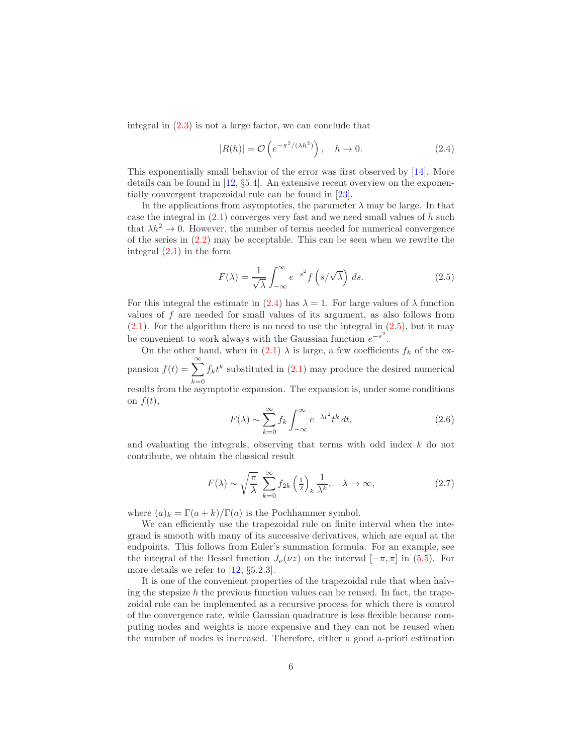integral in (2.3) is not a large factor, we can conclude that

$$|R(h)| = \mathcal{O}\left(e^{-\pi^2/(\lambda h^2)}\right), \quad h \to 0. \tag{2.4}$$

This exponentially small behavior of the error was first observed by [14]. More details can be found in [12, §5.4]. An extensive recent overview on the exponentially convergent trapezoidal rule can be found in [23].

In the applications from asymptotics, the parameter $\lambda$ may be large. In that case the integral in (2.1) converges very fast and we need small values of $h$ such that $\lambda h^2 \to 0$. However, the number of terms needed for numerical convergence of the series in (2.2) may be acceptable. This can be seen when we rewrite the integral (2.1) in the form

$$F(\lambda) = \frac{1}{\sqrt{\lambda}} \int_{-\infty}^{\infty} e^{-s^2} f\left(s/\sqrt{\lambda}\right) ds. \tag{2.5}$$

For this integral the estimate in (2.4) has $\lambda = 1$. For large values of $\lambda$ function values of $f$ are needed for small values of its argument, as also follows from (2.1). For the algorithm there is no need to use the integral in (2.5), but it may be convenient to work always with the Gaussian function $e^{-s^2}$.

On the other hand, when in (2.1) $\lambda$ is large, a few coefficients $f_k$ of the expansion $f(t) = \sum_{k=0}^{\infty} f_k t^k$ substituted in (2.1) may produce the desired numerical results from the asymptotic expansion. The expansion is, under some conditions on $f(t)$,

$$F(\lambda) \sim \sum_{k=0}^{\infty} f_k \int_{-\infty}^{\infty} e^{-\lambda t^2} t^k \, dt, \tag{2.6}$$

and evaluating the integrals, observing that terms with odd index $k$ do not contribute, we obtain the classical result

$$F(\lambda) \sim \sqrt{\frac{\pi}{\lambda}} \sum_{k=0}^{\infty} f_{2k} \left(\tfrac{1}{2}\right)_k \frac{1}{\lambda^k}, \quad \lambda \to \infty, \tag{2.7}$$

where $(a)_k = \Gamma(a+k)/\Gamma(a)$ is the Pochhammer symbol.

We can efficiently use the trapezoidal rule on finite interval when the integrand is smooth with many of its successive derivatives, which are equal at the endpoints. This follows from Euler's summation formula. For an example, see the integral of the Bessel function $J_\nu(\nu z)$ on the interval $[-\pi, \pi]$ in (5.5). For more details we refer to [12, §5.2.3].

It is one of the convenient properties of the trapezoidal rule that when halving the stepsize $h$ the previous function values can be reused. In fact, the trapezoidal rule can be implemented as a recursive process for which there is control of the convergence rate, while Gaussian quadrature is less flexible because computing nodes and weights is more expensive and they can not be reused when the number of nodes is increased. Therefore, either a good a-priori estimation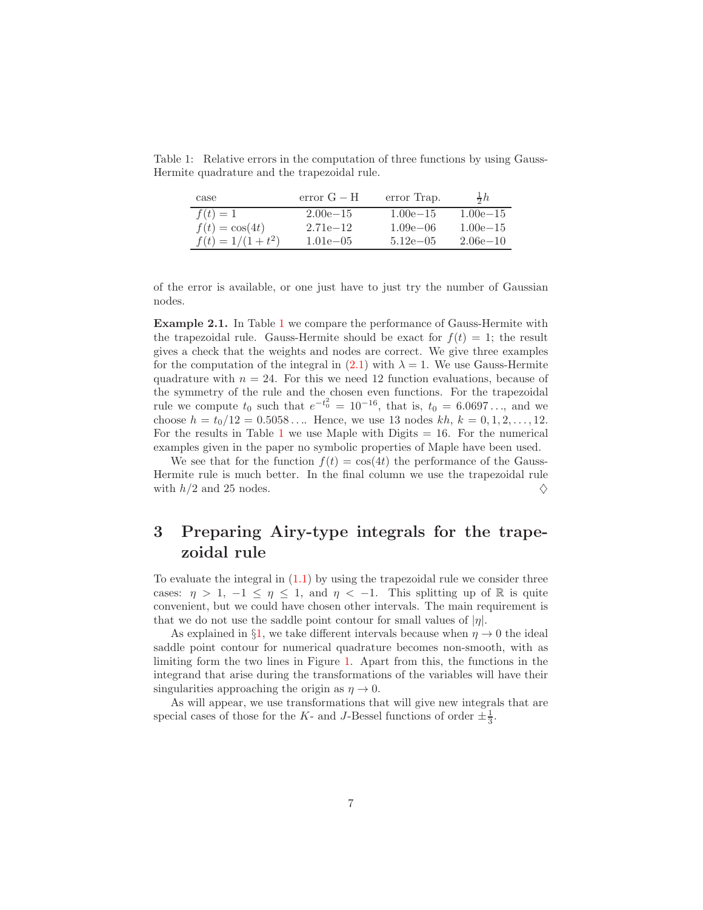Table 1: Relative errors in the computation of three functions by using Gauss-Hermite quadrature and the trapezoidal rule.

| case | error G − H | error Trap. | $\frac{1}{2}h$ |
|---|---|---|---|
| $f(t) = 1$ | 2.00e−15 | 1.00e−15 | 1.00e−15 |
| $f(t) = \cos(4t)$ | 2.71e−12 | 1.09e−06 | 1.00e−15 |
| $f(t) = 1/(1+t^2)$ | 1.01e−05 | 5.12e−05 | 2.06e−10 |

of the error is available, or one just have to just try the number of Gaussian nodes.

**Example 2.1.** In Table 1 we compare the performance of Gauss-Hermite with the trapezoidal rule. Gauss-Hermite should be exact for $f(t) = 1$; the result gives a check that the weights and nodes are correct. We give three examples for the computation of the integral in (2.1) with $\lambda = 1$. We use Gauss-Hermite quadrature with $n = 24$. For this we need 12 function evaluations, because of the symmetry of the rule and the chosen even functions. For the trapezoidal rule we compute $t_0$ such that $e^{-t_0^2} = 10^{-16}$, that is, $t_0 = 6.0697\ldots$, and we choose $h = t_0/12 = 0.5058\ldots$. Hence, we use 13 nodes $kh$, $k = 0, 1, 2, \ldots, 12$. For the results in Table 1 we use Maple with Digits = 16. For the numerical examples given in the paper no symbolic properties of Maple have been used.

We see that for the function $f(t) = \cos(4t)$ the performance of the Gauss-Hermite rule is much better. In the final column we use the trapezoidal rule with $h/2$ and 25 nodes. ♢

# 3 Preparing Airy-type integrals for the trapezoidal rule

To evaluate the integral in (1.1) by using the trapezoidal rule we consider three cases: $\eta > 1$, $-1 \le \eta \le 1$, and $\eta < -1$. This splitting up of $\mathbb{R}$ is quite convenient, but we could have chosen other intervals. The main requirement is that we do not use the saddle point contour for small values of $|\eta|$.

As explained in §1, we take different intervals because when $\eta \to 0$ the ideal saddle point contour for numerical quadrature becomes non-smooth, with as limiting form the two lines in Figure 1. Apart from this, the functions in the integrand that arise during the transformations of the variables will have their singularities approaching the origin as $\eta \to 0$.

As will appear, we use transformations that will give new integrals that are special cases of those for the $K$- and $J$-Bessel functions of order $\pm\frac{1}{3}$.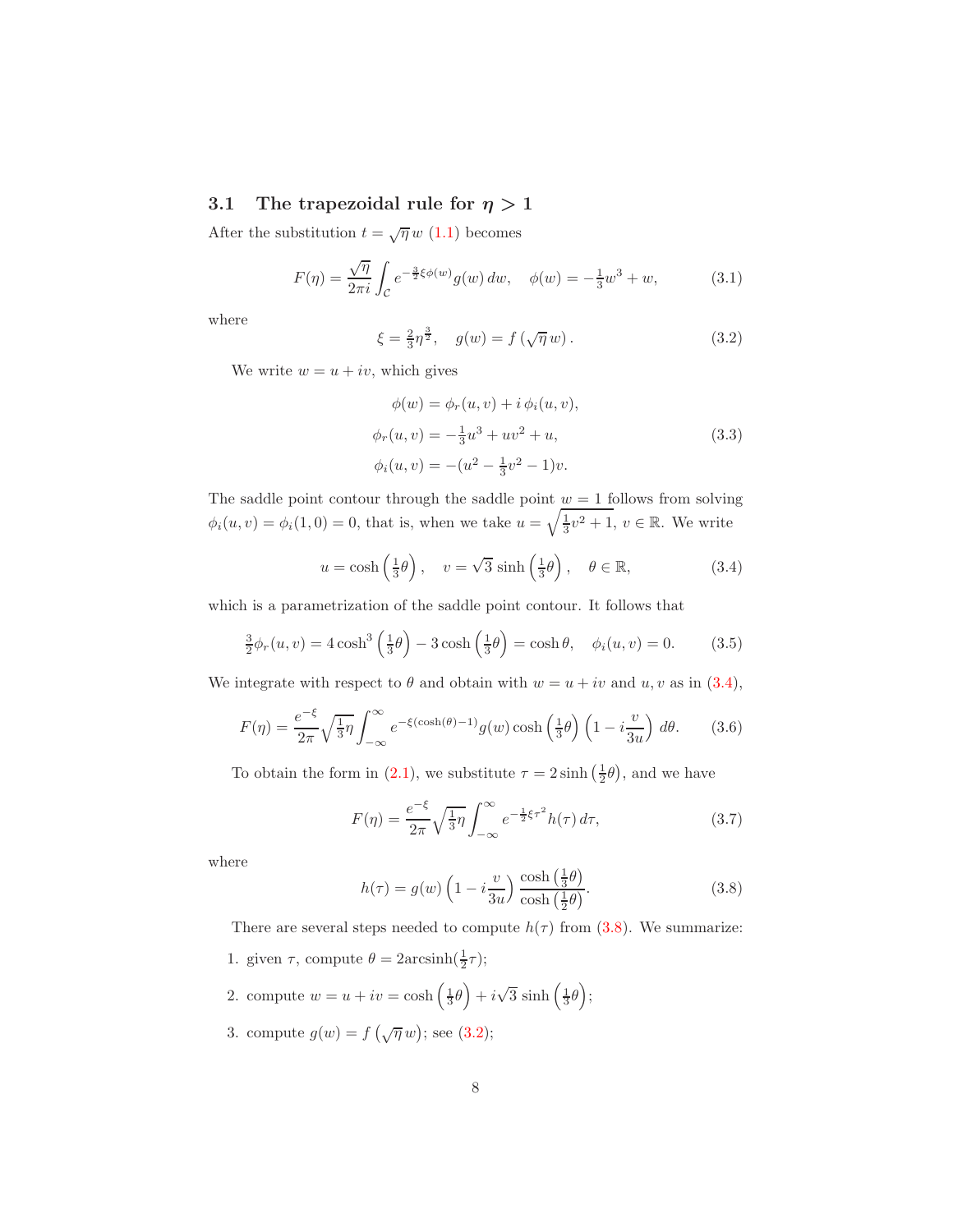### 3.1 The trapezoidal rule for $\eta > 1$

After the substitution $t = \sqrt{\eta}\, w$ (1.1) becomes

$$F(\eta) = \frac{\sqrt{\eta}}{2\pi i}\int_{\mathcal{C}} e^{-\frac{3}{2}\xi\phi(w)} g(w)\, dw, \quad \phi(w) = -\tfrac{1}{3}w^3 + w, \tag{3.1}$$

where

$$\xi = \tfrac{2}{3}\eta^{\frac{3}{2}}, \quad g(w) = f\left(\sqrt{\eta}\, w\right). \tag{3.2}$$

We write $w = u + iv$, which gives

$$\begin{aligned} \phi(w) &= \phi_r(u,v) + i\,\phi_i(u,v), \\ \phi_r(u,v) &= -\tfrac{1}{3}u^3 + uv^2 + u, \\ \phi_i(u,v) &= -(u^2 - \tfrac{1}{3}v^2 - 1)v. \end{aligned} \tag{3.3}$$

The saddle point contour through the saddle point $w = 1$ follows from solving $\phi_i(u,v) = \phi_i(1,0) = 0$, that is, when we take $u = \sqrt{\frac{1}{3}v^2 + 1}$, $v \in \mathbb{R}$. We write

$$u = \cosh\left(\tfrac{1}{3}\theta\right), \quad v = \sqrt{3}\,\sinh\left(\tfrac{1}{3}\theta\right), \quad \theta \in \mathbb{R}, \tag{3.4}$$

which is a parametrization of the saddle point contour. It follows that

$$\tfrac{3}{2}\phi_r(u,v) = 4\cosh^3\left(\tfrac{1}{3}\theta\right) - 3\cosh\left(\tfrac{1}{3}\theta\right) = \cosh\theta, \quad \phi_i(u,v) = 0. \tag{3.5}$$

We integrate with respect to $\theta$ and obtain with $w = u + iv$ and $u, v$ as in (3.4),

$$F(\eta) = \frac{e^{-\xi}}{2\pi}\sqrt{\tfrac{1}{3}\eta}\int_{-\infty}^{\infty} e^{-\xi(\cosh(\theta)-1)} g(w)\cosh\left(\tfrac{1}{3}\theta\right)\left(1 - i\frac{v}{3u}\right)\, d\theta. \tag{3.6}$$

To obtain the form in (2.1), we substitute $\tau = 2\sinh\left(\frac{1}{2}\theta\right)$, and we have

$$F(\eta) = \frac{e^{-\xi}}{2\pi}\sqrt{\tfrac{1}{3}\eta}\int_{-\infty}^{\infty} e^{-\frac{1}{2}\xi\tau^2} h(\tau)\, d\tau, \tag{3.7}$$

where

$$h(\tau) = g(w)\left(1 - i\frac{v}{3u}\right)\frac{\cosh\left(\frac{1}{3}\theta\right)}{\cosh\left(\frac{1}{2}\theta\right)}. \tag{3.8}$$

There are several steps needed to compute $h(\tau)$ from (3.8). We summarize:

1. given $\tau$, compute $\theta = 2\text{arcsinh}(\frac{1}{2}\tau)$;
2. compute $w = u + iv = \cosh\left(\frac{1}{3}\theta\right) + i\sqrt{3}\,\sinh\left(\frac{1}{3}\theta\right)$;
3. compute $g(w) = f\left(\sqrt{\eta}\, w\right)$; see (3.2);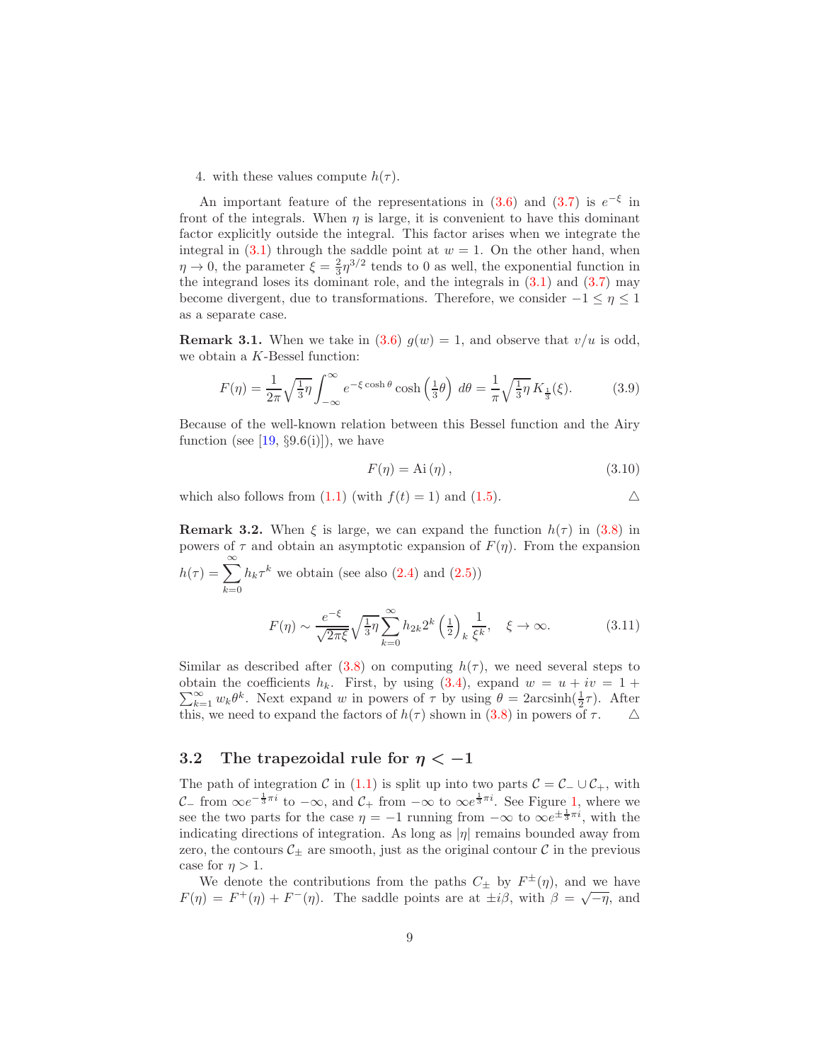4. with these values compute $h(\tau)$.

An important feature of the representations in (3.6) and (3.7) is $e^{-\xi}$ in front of the integrals. When $\eta$ is large, it is convenient to have this dominant factor explicitly outside the integral. This factor arises when we integrate the integral in (3.1) through the saddle point at $w = 1$. On the other hand, when $\eta \to 0$, the parameter $\xi = \frac{2}{3}\eta^{3/2}$ tends to 0 as well, the exponential function in the integrand loses its dominant role, and the integrals in (3.1) and (3.7) may become divergent, due to transformations. Therefore, we consider $-1 \le \eta \le 1$ as a separate case.

**Remark 3.1.** When we take in (3.6) $g(w) = 1$, and observe that $v/u$ is odd, we obtain a $K$-Bessel function:

$$F(\eta) = \frac{1}{2\pi}\sqrt{\tfrac{1}{3}\eta}\int_{-\infty}^{\infty} e^{-\xi\cosh\theta}\cosh\left(\tfrac{1}{3}\theta\right)\,d\theta = \frac{1}{\pi}\sqrt{\tfrac{1}{3}\eta}\,K_{\frac{1}{3}}(\xi). \tag{3.9}$$

Because of the well-known relation between this Bessel function and the Airy function (see [19, §9.6(i)]), we have

$$F(\eta) = \mathrm{Ai}\,(\eta)\,, \tag{3.10}$$

which also follows from (1.1) (with $f(t) = 1$) and (1.5). △

**Remark 3.2.** When $\xi$ is large, we can expand the function $h(\tau)$ in (3.8) in powers of $\tau$ and obtain an asymptotic expansion of $F(\eta)$. From the expansion $h(\tau) = \sum_{k=0}^{\infty} h_k\tau^k$ we obtain (see also (2.4) and (2.5))

$$F(\eta) \sim \frac{e^{-\xi}}{\sqrt{2\pi\xi}}\sqrt{\tfrac{1}{3}\eta}\sum_{k=0}^{\infty} h_{2k}2^k\left(\tfrac{1}{2}\right)_k\frac{1}{\xi^k}, \quad \xi\to\infty. \tag{3.11}$$

Similar as described after (3.8) on computing $h(\tau)$, we need several steps to obtain the coefficients $h_k$. First, by using (3.4), expand $w = u + iv = 1 + \sum_{k=1}^{\infty} w_k\theta^k$. Next expand $w$ in powers of $\tau$ by using $\theta = 2\mathrm{arcsinh}(\frac{1}{2}\tau)$. After this, we need to expand the factors of $h(\tau)$ shown in (3.8) in powers of $\tau$. △

## 3.2 The trapezoidal rule for $\eta < -1$

The path of integration $\mathcal{C}$ in (1.1) is split up into two parts $\mathcal{C} = \mathcal{C}_- \cup \mathcal{C}_+$, with $\mathcal{C}_-$ from $\infty e^{-\frac{1}{3}\pi i}$ to $-\infty$, and $\mathcal{C}_+$ from $-\infty$ to $\infty e^{\frac{1}{3}\pi i}$. See Figure 1, where we see the two parts for the case $\eta = -1$ running from $-\infty$ to $\infty e^{\pm\frac{1}{3}\pi i}$, with the indicating directions of integration. As long as $|\eta|$ remains bounded away from zero, the contours $\mathcal{C}_\pm$ are smooth, just as the original contour $\mathcal{C}$ in the previous case for $\eta > 1$.

We denote the contributions from the paths $C_\pm$ by $F^\pm(\eta)$, and we have $F(\eta) = F^+(\eta) + F^-(\eta)$. The saddle points are at $\pm i\beta$, with $\beta = \sqrt{-\eta}$, and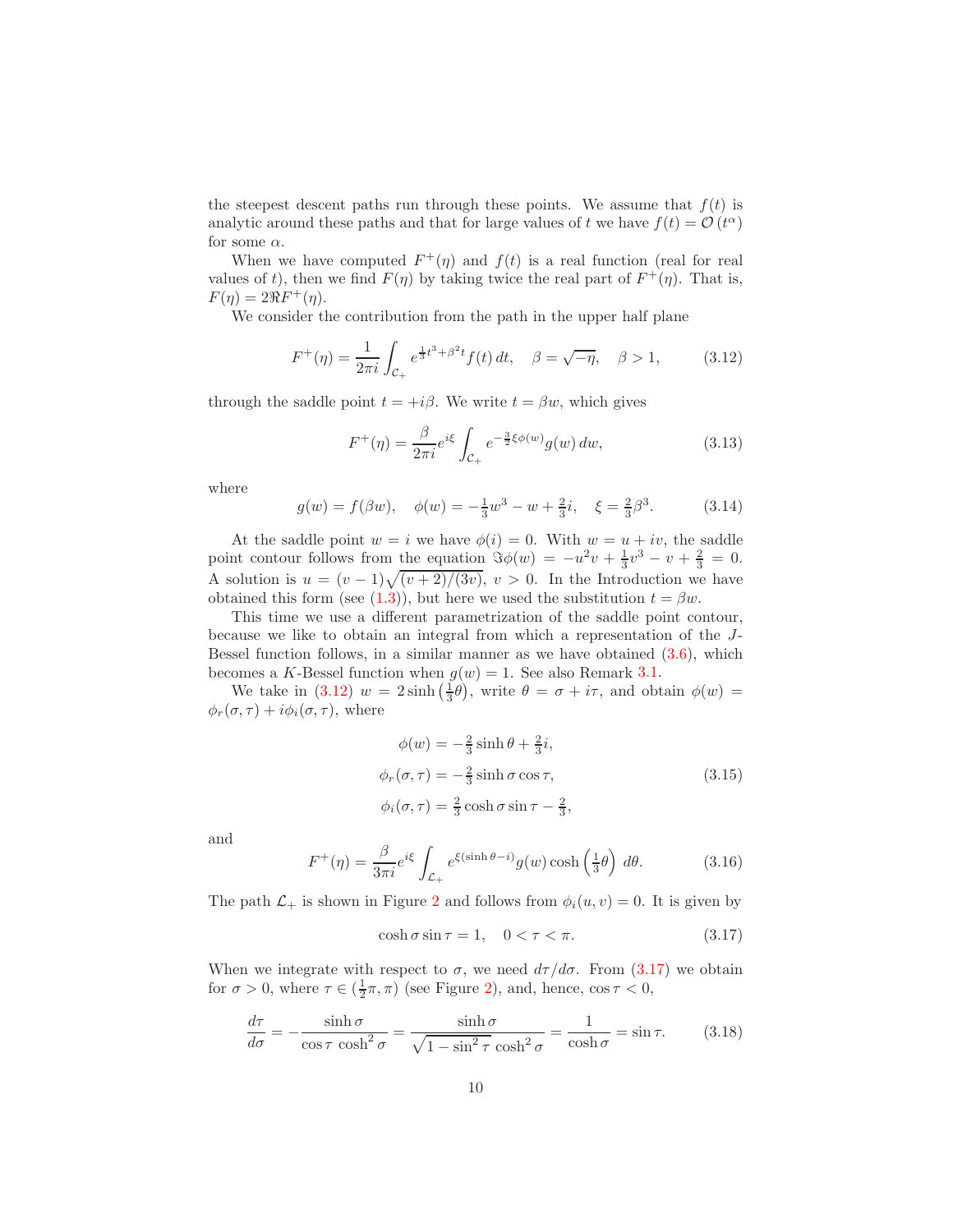the steepest descent paths run through these points. We assume that $f(t)$ is analytic around these paths and that for large values of $t$ we have $f(t) = \mathcal{O}(t^\alpha)$ for some $\alpha$.

When we have computed $F^+(\eta)$ and $f(t)$ is a real function (real for real values of $t$), then we find $F(\eta)$ by taking twice the real part of $F^+(\eta)$. That is, $F(\eta) = 2\Re F^+(\eta)$.

We consider the contribution from the path in the upper half plane

$$
F^+(\eta) = \frac{1}{2\pi i}\int_{\mathcal{C}_+} e^{\frac{1}{3}t^3+\beta^2 t} f(t)\, dt, \quad \beta = \sqrt{-\eta}, \quad \beta > 1, \tag{3.12}
$$

through the saddle point $t = +i\beta$. We write $t = \beta w$, which gives

$$
F^+(\eta) = \frac{\beta}{2\pi i} e^{i\xi} \int_{\mathcal{C}_+} e^{-\frac{3}{2}\xi\phi(w)} g(w)\, dw, \tag{3.13}
$$

where

$$
g(w) = f(\beta w), \quad \phi(w) = -\tfrac{1}{3}w^3 - w + \tfrac{2}{3}i, \quad \xi = \tfrac{2}{3}\beta^3. \tag{3.14}
$$

At the saddle point $w = i$ we have $\phi(i) = 0$. With $w = u + iv$, the saddle point contour follows from the equation $\Im\phi(w) = -u^2 v + \frac{1}{3}v^3 - v + \frac{2}{3} = 0$. A solution is $u = (v-1)\sqrt{(v+2)/(3v)}$, $v > 0$. In the Introduction we have obtained this form (see (1.3)), but here we used the substitution $t = \beta w$.

This time we use a different parametrization of the saddle point contour, because we like to obtain an integral from which a representation of the $J$-Bessel function follows, in a similar manner as we have obtained (3.6), which becomes a $K$-Bessel function when $g(w) = 1$. See also Remark 3.1.

We take in (3.12) $w = 2\sinh\left(\frac{1}{3}\theta\right)$, write $\theta = \sigma + i\tau$, and obtain $\phi(w) = \phi_r(\sigma,\tau) + i\phi_i(\sigma,\tau)$, where

$$
\begin{aligned}
\phi(w) &= -\tfrac{2}{3}\sinh\theta + \tfrac{2}{3}i, \\
\phi_r(\sigma,\tau) &= -\tfrac{2}{3}\sinh\sigma\cos\tau, \\
\phi_i(\sigma,\tau) &= \tfrac{2}{3}\cosh\sigma\sin\tau - \tfrac{2}{3},
\end{aligned} \tag{3.15}
$$

and

$$
F^+(\eta) = \frac{\beta}{3\pi i} e^{i\xi} \int_{\mathcal{L}_+} e^{\xi(\sinh\theta - i)} g(w) \cosh\left(\tfrac{1}{3}\theta\right)\, d\theta. \tag{3.16}
$$

The path $\mathcal{L}_+$ is shown in Figure 2 and follows from $\phi_i(u,v) = 0$. It is given by

$$
\cosh\sigma\sin\tau = 1, \quad 0 < \tau < \pi. \tag{3.17}
$$

When we integrate with respect to $\sigma$, we need $d\tau/d\sigma$. From (3.17) we obtain for $\sigma > 0$, where $\tau \in \left(\frac{1}{2}\pi, \pi\right)$ (see Figure 2), and, hence, $\cos\tau < 0$,

$$
\frac{d\tau}{d\sigma} = -\frac{\sinh\sigma}{\cos\tau\,\cosh^2\sigma} = \frac{\sinh\sigma}{\sqrt{1-\sin^2\tau}\,\cosh^2\sigma} = \frac{1}{\cosh\sigma} = \sin\tau. \tag{3.18}
$$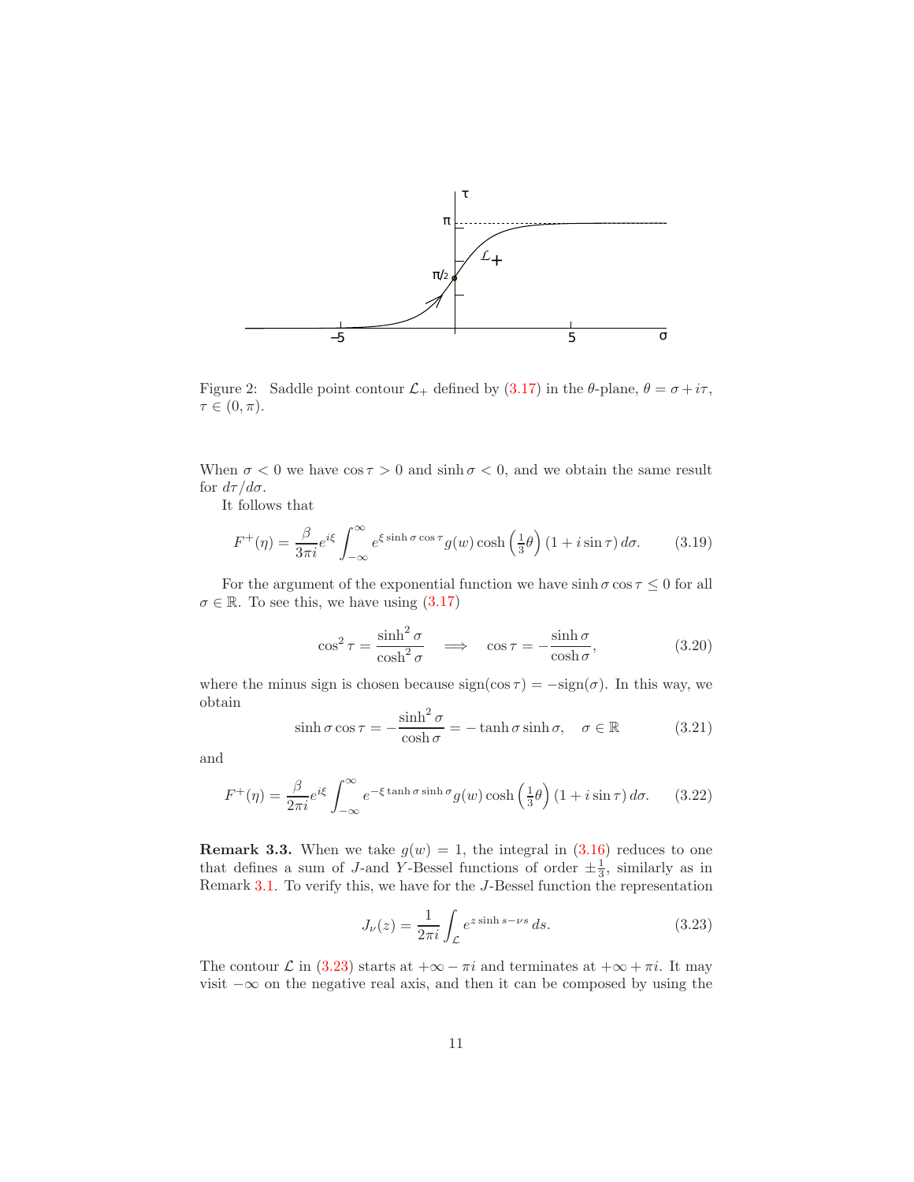Figure 2: Saddle point contour $\mathcal{L}_+$ defined by (3.17) in the $\theta$-plane, $\theta = \sigma + i\tau$, $\tau \in (0, \pi)$.

When $\sigma < 0$ we have $\cos\tau > 0$ and $\sinh\sigma < 0$, and we obtain the same result for $d\tau/d\sigma$.

It follows that

$$F^+(\eta) = \frac{\beta}{3\pi i} e^{i\xi} \int_{-\infty}^{\infty} e^{\xi \sinh\sigma \cos\tau} g(w) \cosh\left(\tfrac{1}{3}\theta\right) (1 + i\sin\tau)\, d\sigma. \tag{3.19}$$

For the argument of the exponential function we have $\sinh\sigma\cos\tau \le 0$ for all $\sigma \in \mathbb{R}$. To see this, we have using (3.17)

$$\cos^2\tau = \frac{\sinh^2\sigma}{\cosh^2\sigma} \quad \Longrightarrow \quad \cos\tau = -\frac{\sinh\sigma}{\cosh\sigma}, \tag{3.20}$$

where the minus sign is chosen because $\operatorname{sign}(\cos\tau) = -\operatorname{sign}(\sigma)$. In this way, we obtain

$$\sinh\sigma\cos\tau = -\frac{\sinh^2\sigma}{\cosh\sigma} = -\tanh\sigma\sinh\sigma, \quad \sigma \in \mathbb{R} \tag{3.21}$$

and

$$F^+(\eta) = \frac{\beta}{2\pi i} e^{i\xi} \int_{-\infty}^{\infty} e^{-\xi \tanh\sigma \sinh\sigma} g(w) \cosh\left(\tfrac{1}{3}\theta\right) (1 + i\sin\tau)\, d\sigma. \tag{3.22}$$

**Remark 3.3.** When we take $g(w) = 1$, the integral in (3.16) reduces to one that defines a sum of $J$-and $Y$-Bessel functions of order $\pm\frac{1}{3}$, similarly as in Remark 3.1. To verify this, we have for the $J$-Bessel function the representation

$$J_\nu(z) = \frac{1}{2\pi i} \int_{\mathcal{L}} e^{z\sinh s - \nu s}\, ds. \tag{3.23}$$

The contour $\mathcal{L}$ in (3.23) starts at $+\infty - \pi i$ and terminates at $+\infty + \pi i$. It may visit $-\infty$ on the negative real axis, and then it can be composed by using the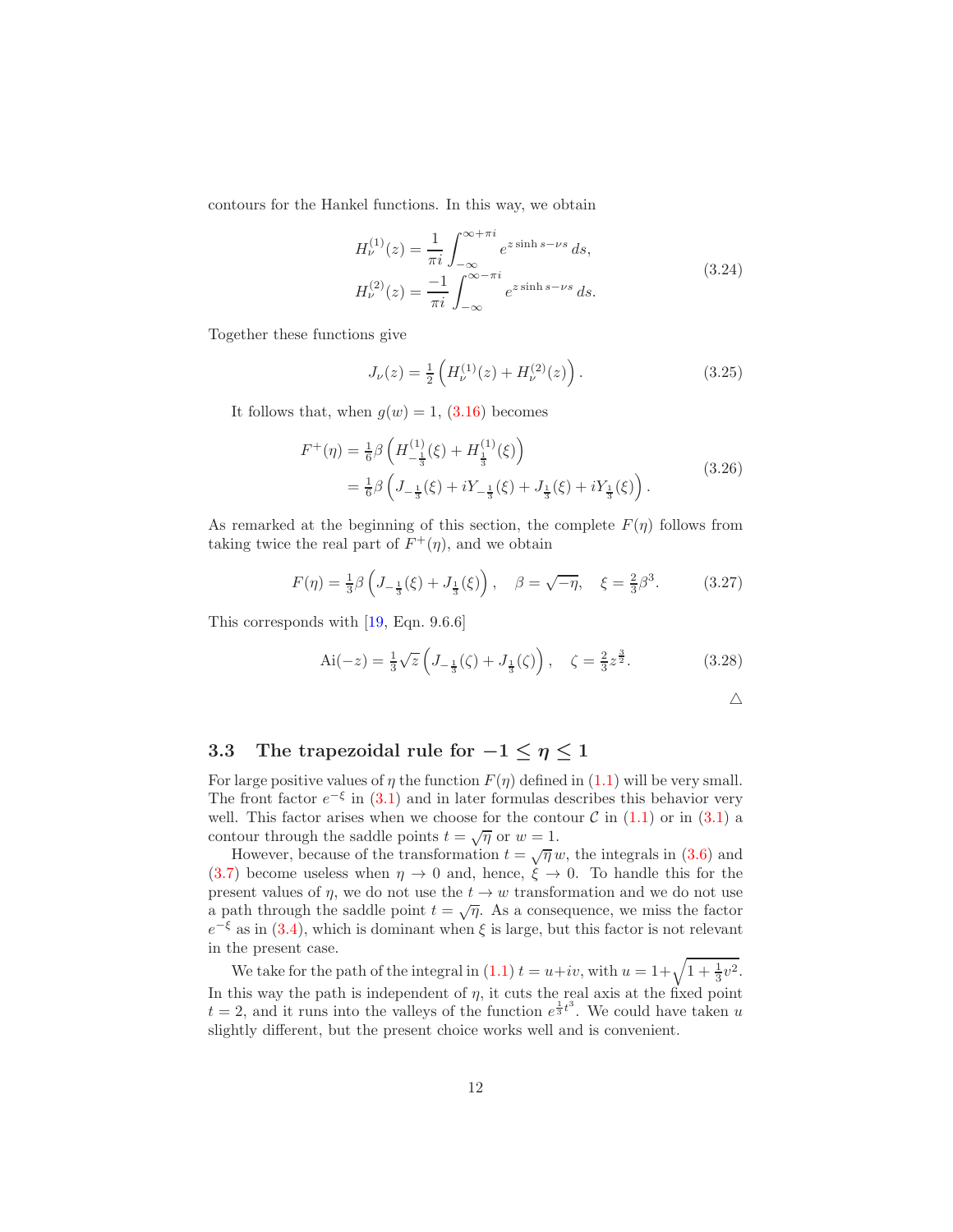contours for the Hankel functions. In this way, we obtain

$$
\begin{aligned}
H_\nu^{(1)}(z) &= \frac{1}{\pi i}\int_{-\infty}^{\infty+\pi i} e^{z\sinh s - \nu s}\,ds,\\
H_\nu^{(2)}(z) &= \frac{-1}{\pi i}\int_{-\infty}^{\infty-\pi i} e^{z\sinh s - \nu s}\,ds.
\end{aligned}
\tag{3.24}
$$

Together these functions give

$$
J_\nu(z) = \tfrac{1}{2}\left(H_\nu^{(1)}(z) + H_\nu^{(2)}(z)\right).
\tag{3.25}
$$

It follows that, when $g(w) = 1$, (3.16) becomes

$$
\begin{aligned}
F^+(\eta) &= \tfrac{1}{6}\beta\left(H_{-\frac{1}{3}}^{(1)}(\xi) + H_{\frac{1}{3}}^{(1)}(\xi)\right)\\
&= \tfrac{1}{6}\beta\left(J_{-\frac{1}{3}}(\xi) + iY_{-\frac{1}{3}}(\xi) + J_{\frac{1}{3}}(\xi) + iY_{\frac{1}{3}}(\xi)\right).
\end{aligned}
\tag{3.26}
$$

As remarked at the beginning of this section, the complete $F(\eta)$ follows from taking twice the real part of $F^+(\eta)$, and we obtain

$$
F(\eta) = \tfrac{1}{3}\beta\left(J_{-\frac{1}{3}}(\xi) + J_{\frac{1}{3}}(\xi)\right), \quad \beta = \sqrt{-\eta}, \quad \xi = \tfrac{2}{3}\beta^3.
\tag{3.27}
$$

This corresponds with [19, Eqn. 9.6.6]

$$
\mathrm{Ai}(-z) = \tfrac{1}{3}\sqrt{z}\left(J_{-\frac{1}{3}}(\zeta) + J_{\frac{1}{3}}(\zeta)\right), \quad \zeta = \tfrac{2}{3}z^{\frac{3}{2}}.
\tag{3.28}
$$

△

## 3.3 The trapezoidal rule for $-1 \le \eta \le 1$

For large positive values of $\eta$ the function $F(\eta)$ defined in (1.1) will be very small. The front factor $e^{-\xi}$ in (3.1) and in later formulas describes this behavior very well. This factor arises when we choose for the contour $\mathcal{C}$ in (1.1) or in (3.1) a contour through the saddle points $t = \sqrt{\eta}$ or $w = 1$.

However, because of the transformation $t = \sqrt{\eta}\,w$, the integrals in (3.6) and (3.7) become useless when $\eta \to 0$ and, hence, $\xi \to 0$. To handle this for the present values of $\eta$, we do not use the $t \to w$ transformation and we do not use a path through the saddle point $t = \sqrt{\eta}$. As a consequence, we miss the factor $e^{-\xi}$ as in (3.4), which is dominant when $\xi$ is large, but this factor is not relevant in the present case.

We take for the path of the integral in (1.1) $t = u + iv$, with $u = 1 + \sqrt{1 + \frac{1}{3}v^2}$. In this way the path is independent of $\eta$, it cuts the real axis at the fixed point $t = 2$, and it runs into the valleys of the function $e^{\frac{1}{3}t^3}$. We could have taken $u$ slightly different, but the present choice works well and is convenient.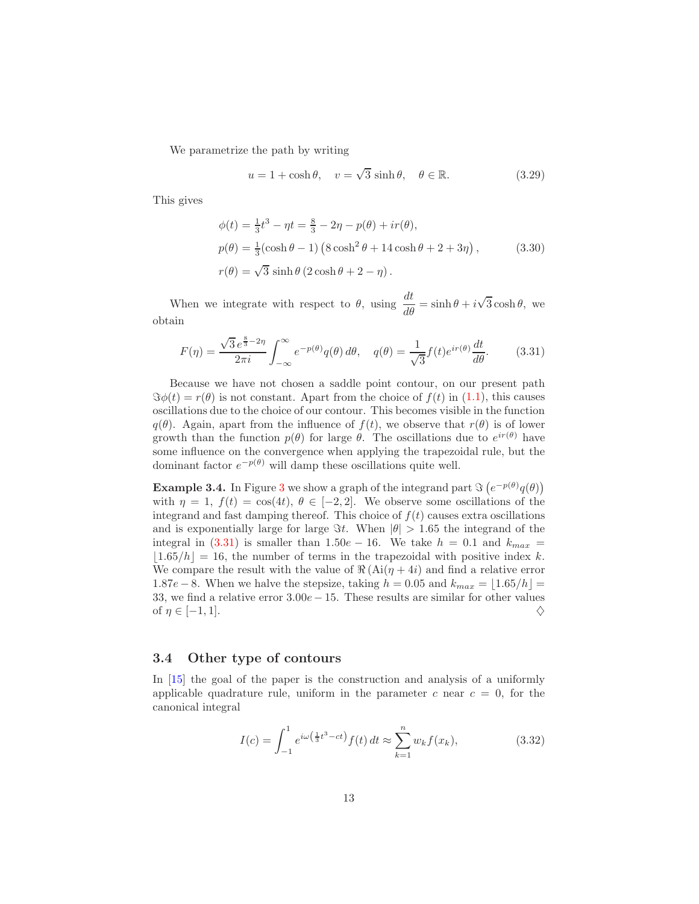We parametrize the path by writing

$$u = 1 + \cosh\theta, \quad v = \sqrt{3}\,\sinh\theta, \quad \theta \in \mathbb{R}. \tag{3.29}$$

This gives

$$\begin{aligned}
\phi(t) &= \tfrac{1}{3}t^3 - \eta t = \tfrac{8}{3} - 2\eta - p(\theta) + ir(\theta),\\
p(\theta) &= \tfrac{1}{3}(\cosh\theta - 1)\left(8\cosh^2\theta + 14\cosh\theta + 2 + 3\eta\right),\\
r(\theta) &= \sqrt{3}\,\sinh\theta\left(2\cosh\theta + 2 - \eta\right).
\end{aligned} \tag{3.30}$$

When we integrate with respect to $\theta$, using $\dfrac{dt}{d\theta} = \sinh\theta + i\sqrt{3}\cosh\theta$, we obtain

$$F(\eta) = \frac{\sqrt{3}\,e^{\frac{8}{3}-2\eta}}{2\pi i}\int_{-\infty}^{\infty} e^{-p(\theta)}q(\theta)\,d\theta, \quad q(\theta) = \frac{1}{\sqrt{3}}f(t)e^{ir(\theta)}\frac{dt}{d\theta}. \tag{3.31}$$

Because we have not chosen a saddle point contour, on our present path $\Im\phi(t) = r(\theta)$ is not constant. Apart from the choice of $f(t)$ in (1.1), this causes oscillations due to the choice of our contour. This becomes visible in the function $q(\theta)$. Again, apart from the influence of $f(t)$, we observe that $r(\theta)$ is of lower growth than the function $p(\theta)$ for large $\theta$. The oscillations due to $e^{ir(\theta)}$ have some influence on the convergence when applying the trapezoidal rule, but the dominant factor $e^{-p(\theta)}$ will damp these oscillations quite well.

**Example 3.4.** In Figure 3 we show a graph of the integrand part $\Im\left(e^{-p(\theta)}q(\theta)\right)$ with $\eta = 1$, $f(t) = \cos(4t)$, $\theta \in [-2, 2]$. We observe some oscillations of the integrand and fast damping thereof. This choice of $f(t)$ causes extra oscillations and is exponentially large for large $\Im t$. When $|\theta| > 1.65$ the integrand of the integral in (3.31) is smaller than $1.50e-16$. We take $h = 0.1$ and $k_{max} = \lfloor 1.65/h \rfloor = 16$, the number of terms in the trapezoidal with positive index $k$. We compare the result with the value of $\Re\left(\mathrm{Ai}(\eta + 4i)\right)$ and find a relative error $1.87e-8$. When we halve the stepsize, taking $h = 0.05$ and $k_{max} = \lfloor 1.65/h \rfloor = 33$, we find a relative error $3.00e-15$. These results are similar for other values of $\eta \in [-1, 1]$. $\diamondsuit$

## 3.4 Other type of contours

In [15] the goal of the paper is the construction and analysis of a uniformly applicable quadrature rule, uniform in the parameter $c$ near $c = 0$, for the canonical integral

$$I(c) = \int_{-1}^{1} e^{i\omega\left(\frac{1}{3}t^3 - ct\right)} f(t)\,dt \approx \sum_{k=1}^{n} w_k f(x_k), \tag{3.32}$$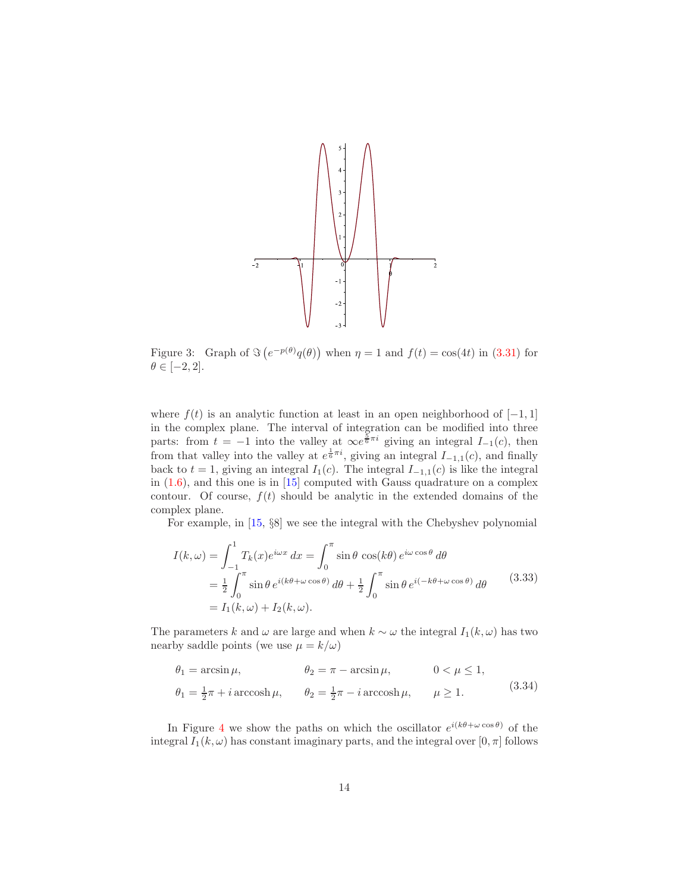Figure 3: Graph of $\Im\left(e^{-p(\theta)}q(\theta)\right)$ when $\eta = 1$ and $f(t) = \cos(4t)$ in (3.31) for $\theta \in [-2, 2]$.

where $f(t)$ is an analytic function at least in an open neighborhood of $[-1, 1]$ in the complex plane. The interval of integration can be modified into three parts: from $t = -1$ into the valley at $\infty e^{\frac{5}{6}\pi i}$ giving an integral $I_{-1}(c)$, then from that valley into the valley at $e^{\frac{1}{6}\pi i}$, giving an integral $I_{-1,1}(c)$, and finally back to $t = 1$, giving an integral $I_1(c)$. The integral $I_{-1,1}(c)$ is like the integral in (1.6), and this one is in [15] computed with Gauss quadrature on a complex contour. Of course, $f(t)$ should be analytic in the extended domains of the complex plane.

For example, in [15, §8] we see the integral with the Chebyshev polynomial

$$
\begin{aligned}
I(k,\omega) &= \int_{-1}^{1} T_k(x) e^{i\omega x}\, dx = \int_0^{\pi} \sin\theta\, \cos(k\theta)\, e^{i\omega\cos\theta}\, d\theta \\
&= \tfrac{1}{2}\int_0^{\pi} \sin\theta\, e^{i(k\theta+\omega\cos\theta)}\, d\theta + \tfrac{1}{2}\int_0^{\pi} \sin\theta\, e^{i(-k\theta+\omega\cos\theta)}\, d\theta \\
&= I_1(k,\omega) + I_2(k,\omega).
\end{aligned}
\tag{3.33}
$$

The parameters $k$ and $\omega$ are large and when $k \sim \omega$ the integral $I_1(k,\omega)$ has two nearby saddle points (we use $\mu = k/\omega$)

$$
\begin{array}{lll}
\theta_1 = \arcsin\mu, & \theta_2 = \pi - \arcsin\mu, & 0 < \mu \le 1, \\
\theta_1 = \tfrac{1}{2}\pi + i\,\operatorname{arccosh}\mu, & \theta_2 = \tfrac{1}{2}\pi - i\,\operatorname{arccosh}\mu, & \mu \ge 1.
\end{array}
\tag{3.34}
$$

In Figure 4 we show the paths on which the oscillator $e^{i(k\theta+\omega\cos\theta)}$ of the integral $I_1(k,\omega)$ has constant imaginary parts, and the integral over $[0,\pi]$ follows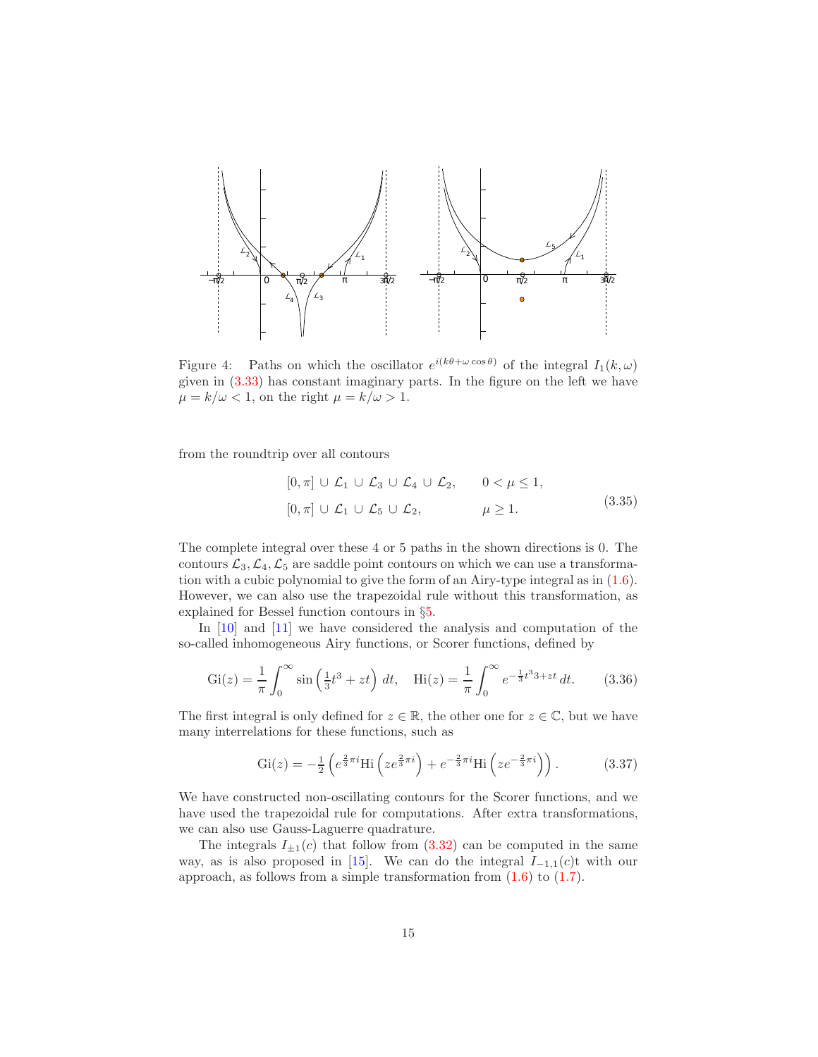Figure 4: Paths on which the oscillator $e^{i(k\theta+\omega\cos\theta)}$ of the integral $I_1(k,\omega)$ given in (3.33) has constant imaginary parts. In the figure on the left we have $\mu = k/\omega < 1$, on the right $\mu = k/\omega > 1$.

from the roundtrip over all contours

$$
\begin{array}{ll}
[0,\pi] \cup \mathcal{L}_1 \cup \mathcal{L}_3 \cup \mathcal{L}_4 \cup \mathcal{L}_2, & 0 < \mu \le 1, \\
[0,\pi] \cup \mathcal{L}_1 \cup \mathcal{L}_5 \cup \mathcal{L}_2, & \mu \ge 1.
\end{array}
\tag{3.35}
$$

The complete integral over these 4 or 5 paths in the shown directions is 0. The contours $\mathcal{L}_3, \mathcal{L}_4, \mathcal{L}_5$ are saddle point contours on which we can use a transformation with a cubic polynomial to give the form of an Airy-type integral as in (1.6). However, we can also use the trapezoidal rule without this transformation, as explained for Bessel function contours in §5.

In [10] and [11] we have considered the analysis and computation of the so-called inhomogeneous Airy functions, or Scorer functions, defined by

$$
\mathrm{Gi}(z) = \frac{1}{\pi}\int_0^\infty \sin\left(\tfrac{1}{3}t^3 + zt\right)\,dt, \quad \mathrm{Hi}(z) = \frac{1}{\pi}\int_0^\infty e^{-\frac{1}{3}t^3 3+zt}\,dt. \tag{3.36}
$$

The first integral is only defined for $z\in\mathbb{R}$, the other one for $z\in\mathbb{C}$, but we have many interrelations for these functions, such as

$$
\mathrm{Gi}(z) = -\tfrac{1}{2}\left(e^{\frac{2}{3}\pi i}\mathrm{Hi}\left(ze^{\frac{2}{3}\pi i}\right) + e^{-\frac{2}{3}\pi i}\mathrm{Hi}\left(ze^{-\frac{2}{3}\pi i}\right)\right). \tag{3.37}
$$

We have constructed non-oscillating contours for the Scorer functions, and we have used the trapezoidal rule for computations. After extra transformations, we can also use Gauss-Laguerre quadrature.

The integrals $I_{\pm1}(c)$ that follow from (3.32) can be computed in the same way, as is also proposed in [15]. We can do the integral $I_{-1,1}(c)$t with our approach, as follows from a simple transformation from (1.6) to (1.7).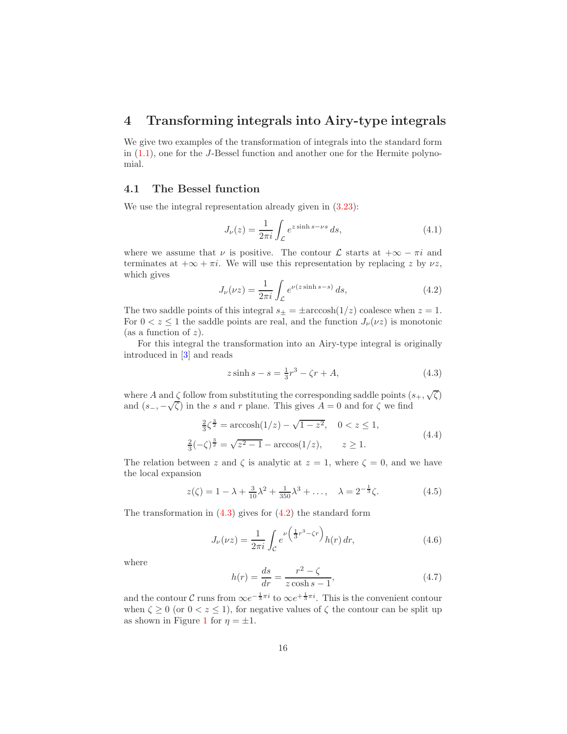# 4 Transforming integrals into Airy-type integrals

We give two examples of the transformation of integrals into the standard form in (1.1), one for the $J$-Bessel function and another one for the Hermite polynomial.

## 4.1 The Bessel function

We use the integral representation already given in (3.23):

$$J_\nu(z) = \frac{1}{2\pi i}\int_{\mathcal{L}} e^{z\sinh s - \nu s}\, ds, \tag{4.1}$$

where we assume that $\nu$ is positive. The contour $\mathcal{L}$ starts at $+\infty - \pi i$ and terminates at $+\infty + \pi i$. We will use this representation by replacing $z$ by $\nu z$, which gives

$$J_\nu(\nu z) = \frac{1}{2\pi i}\int_{\mathcal{L}} e^{\nu(z\sinh s - s)}\, ds, \tag{4.2}$$

The two saddle points of this integral $s_\pm = \pm\operatorname{arccosh}(1/z)$ coalesce when $z = 1$. For $0 < z \le 1$ the saddle points are real, and the function $J_\nu(\nu z)$ is monotonic (as a function of $z$).

For this integral the transformation into an Airy-type integral is originally introduced in [3] and reads

$$z\sinh s - s = \tfrac{1}{3}r^3 - \zeta r + A, \tag{4.3}$$

where $A$ and $\zeta$ follow from substituting the corresponding saddle points $(s_+, \sqrt{\zeta})$ and $(s_-, -\sqrt{\zeta})$ in the $s$ and $r$ plane. This gives $A = 0$ and for $\zeta$ we find

$$\begin{aligned} \tfrac{2}{3}\zeta^{\frac{3}{2}} &= \operatorname{arccosh}(1/z) - \sqrt{1-z^2}, \quad 0 < z \le 1,\\ \tfrac{2}{3}(-\zeta)^{\frac{3}{2}} &= \sqrt{z^2-1} - \arccos(1/z), \qquad z \ge 1. \end{aligned} \tag{4.4}$$

The relation between $z$ and $\zeta$ is analytic at $z = 1$, where $\zeta = 0$, and we have the local expansion

$$z(\zeta) = 1 - \lambda + \tfrac{3}{10}\lambda^2 + \tfrac{1}{350}\lambda^3 + \ldots, \quad \lambda = 2^{-\frac{1}{3}}\zeta. \tag{4.5}$$

The transformation in (4.3) gives for (4.2) the standard form

$$J_\nu(\nu z) = \frac{1}{2\pi i}\int_{\mathcal{C}} e^{\nu\left(\frac{1}{3}r^3 - \zeta r\right)} h(r)\, dr, \tag{4.6}$$

where

$$h(r) = \frac{ds}{dr} = \frac{r^2 - \zeta}{z\cosh s - 1}, \tag{4.7}$$

and the contour $\mathcal{C}$ runs from $\infty e^{-\frac{1}{3}\pi i}$ to $\infty e^{+\frac{1}{3}\pi i}$. This is the convenient contour when $\zeta \ge 0$ (or $0 < z \le 1$), for negative values of $\zeta$ the contour can be split up as shown in Figure 1 for $\eta = \pm 1$.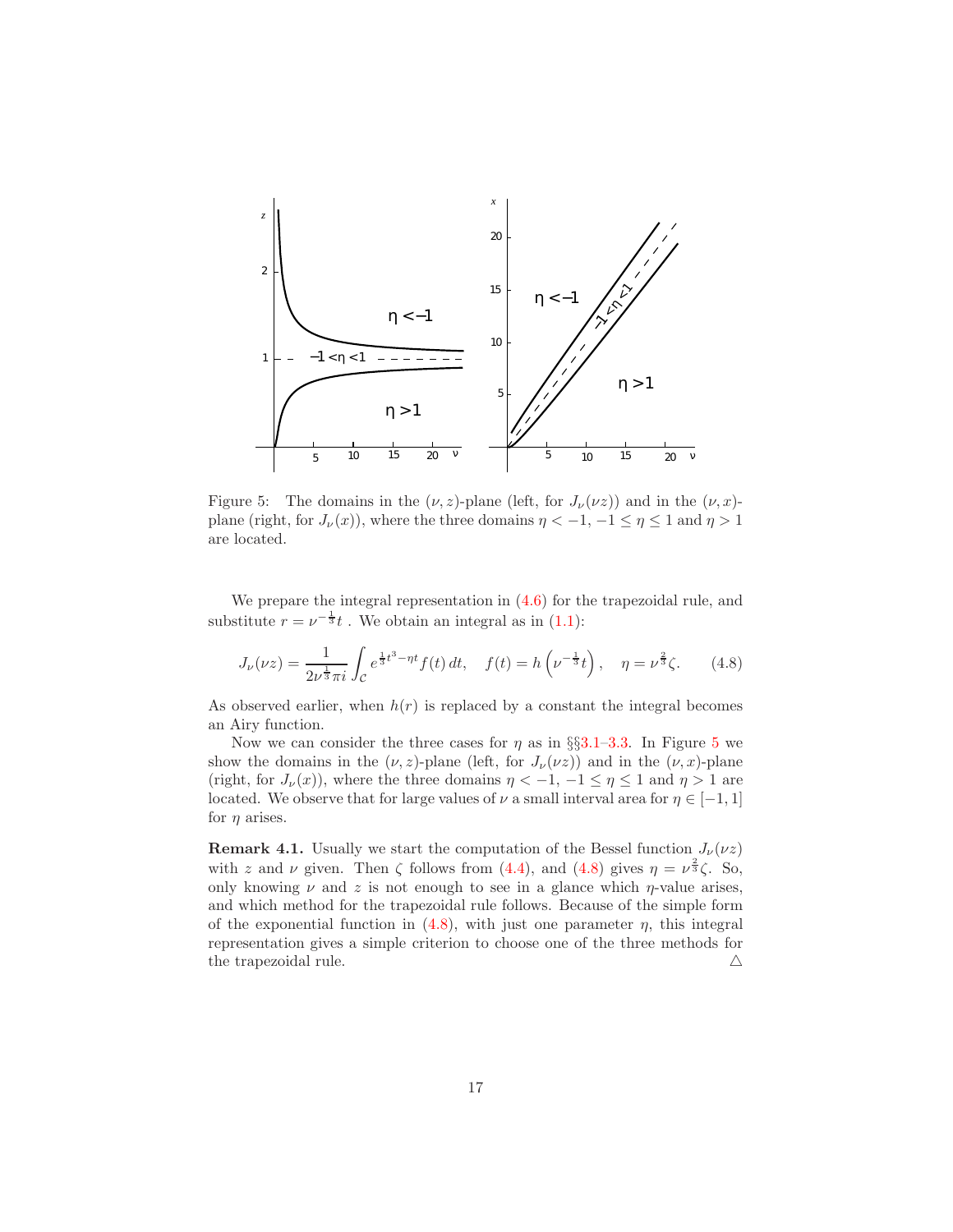Figure 5: The domains in the $(\nu, z)$-plane (left, for $J_\nu(\nu z)$) and in the $(\nu, x)$-plane (right, for $J_\nu(x)$), where the three domains $\eta < -1$, $-1 \le \eta \le 1$ and $\eta > 1$ are located.

We prepare the integral representation in (4.6) for the trapezoidal rule, and substitute $r = \nu^{-\frac{1}{3}} t$ . We obtain an integral as in (1.1):

$$J_\nu(\nu z) = \frac{1}{2\nu^{\frac{1}{3}}\pi i} \int_{\mathcal{C}} e^{\frac{1}{3}t^3 - \eta t} f(t)\, dt, \quad f(t) = h\left(\nu^{-\frac{1}{3}} t\right), \quad \eta = \nu^{\frac{2}{3}} \zeta. \qquad (4.8)$$

As observed earlier, when $h(r)$ is replaced by a constant the integral becomes an Airy function.

Now we can consider the three cases for $\eta$ as in §§3.1–3.3. In Figure 5 we show the domains in the $(\nu, z)$-plane (left, for $J_\nu(\nu z)$) and in the $(\nu, x)$-plane (right, for $J_\nu(x)$), where the three domains $\eta < -1$, $-1 \le \eta \le 1$ and $\eta > 1$ are located. We observe that for large values of $\nu$ a small interval area for $\eta \in [-1, 1]$ for $\eta$ arises.

**Remark 4.1.** Usually we start the computation of the Bessel function $J_\nu(\nu z)$ with $z$ and $\nu$ given. Then $\zeta$ follows from (4.4), and (4.8) gives $\eta = \nu^{\frac{2}{3}} \zeta$. So, only knowing $\nu$ and $z$ is not enough to see in a glance which $\eta$-value arises, and which method for the trapezoidal rule follows. Because of the simple form of the exponential function in (4.8), with just one parameter $\eta$, this integral representation gives a simple criterion to choose one of the three methods for the trapezoidal rule. △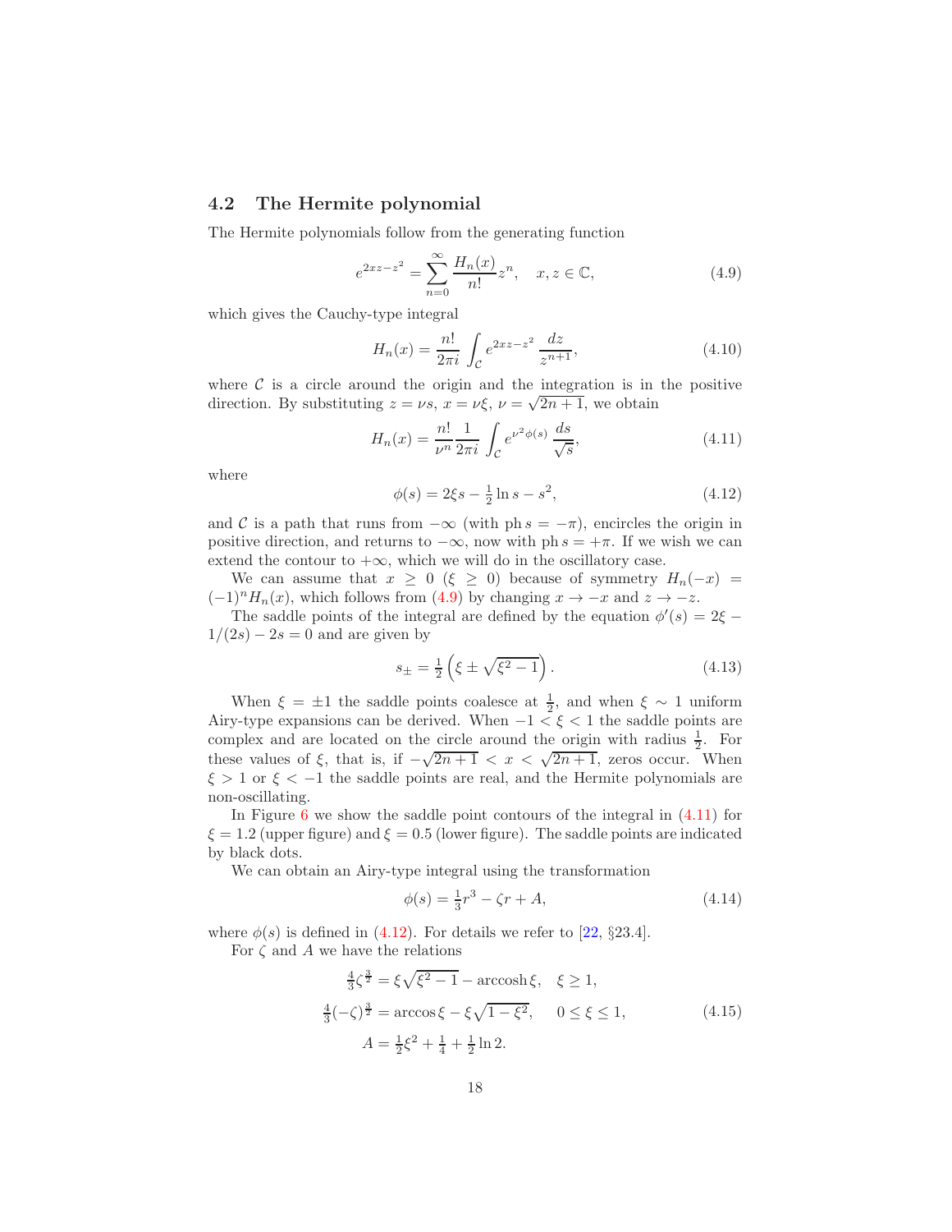### 4.2 The Hermite polynomial

The Hermite polynomials follow from the generating function

$$e^{2xz-z^2} = \sum_{n=0}^{\infty} \frac{H_n(x)}{n!} z^n, \quad x, z \in \mathbb{C}, \tag{4.9}$$

which gives the Cauchy-type integral

$$H_n(x) = \frac{n!}{2\pi i} \int_{\mathcal{C}} e^{2xz-z^2} \frac{dz}{z^{n+1}}, \tag{4.10}$$

where $\mathcal{C}$ is a circle around the origin and the integration is in the positive direction. By substituting $z = \nu s$, $x = \nu \xi$, $\nu = \sqrt{2n+1}$, we obtain

$$H_n(x) = \frac{n!}{\nu^n} \frac{1}{2\pi i} \int_{\mathcal{C}} e^{\nu^2 \phi(s)} \frac{ds}{\sqrt{s}}, \tag{4.11}$$

where

$$\phi(s) = 2\xi s - \tfrac{1}{2} \ln s - s^2, \tag{4.12}$$

and $\mathcal{C}$ is a path that runs from $-\infty$ (with $\operatorname{ph} s = -\pi$), encircles the origin in positive direction, and returns to $-\infty$, now with $\operatorname{ph} s = +\pi$. If we wish we can extend the contour to $+\infty$, which we will do in the oscillatory case.

We can assume that $x \geq 0$ ($\xi \geq 0$) because of symmetry $H_n(-x) = (-1)^n H_n(x)$, which follows from (4.9) by changing $x \to -x$ and $z \to -z$.

The saddle points of the integral are defined by the equation $\phi'(s) = 2\xi - 1/(2s) - 2s = 0$ and are given by

$$s_{\pm} = \tfrac{1}{2}\left(\xi \pm \sqrt{\xi^2 - 1}\right). \tag{4.13}$$

When $\xi = \pm 1$ the saddle points coalesce at $\frac{1}{2}$, and when $\xi \sim 1$ uniform Airy-type expansions can be derived. When $-1 < \xi < 1$ the saddle points are complex and are located on the circle around the origin with radius $\frac{1}{2}$. For these values of $\xi$, that is, if $-\sqrt{2n+1} < x < \sqrt{2n+1}$, zeros occur. When $\xi > 1$ or $\xi < -1$ the saddle points are real, and the Hermite polynomials are non-oscillating.

In Figure 6 we show the saddle point contours of the integral in (4.11) for $\xi = 1.2$ (upper figure) and $\xi = 0.5$ (lower figure). The saddle points are indicated by black dots.

We can obtain an Airy-type integral using the transformation

$$\phi(s) = \tfrac{1}{3} r^3 - \zeta r + A, \tag{4.14}$$

where $\phi(s)$ is defined in (4.12). For details we refer to [22, §23.4].

For $\zeta$ and $A$ we have the relations

$$\begin{aligned}
\tfrac{4}{3}\zeta^{\frac{3}{2}} &= \xi\sqrt{\xi^2 - 1} - \operatorname{arccosh} \xi, \quad \xi \geq 1, \\
\tfrac{4}{3}(-\zeta)^{\frac{3}{2}} &= \arccos \xi - \xi\sqrt{1 - \xi^2}, \quad 0 \leq \xi \leq 1, \\
A &= \tfrac{1}{2}\xi^2 + \tfrac{1}{4} + \tfrac{1}{2}\ln 2.
\end{aligned} \tag{4.15}$$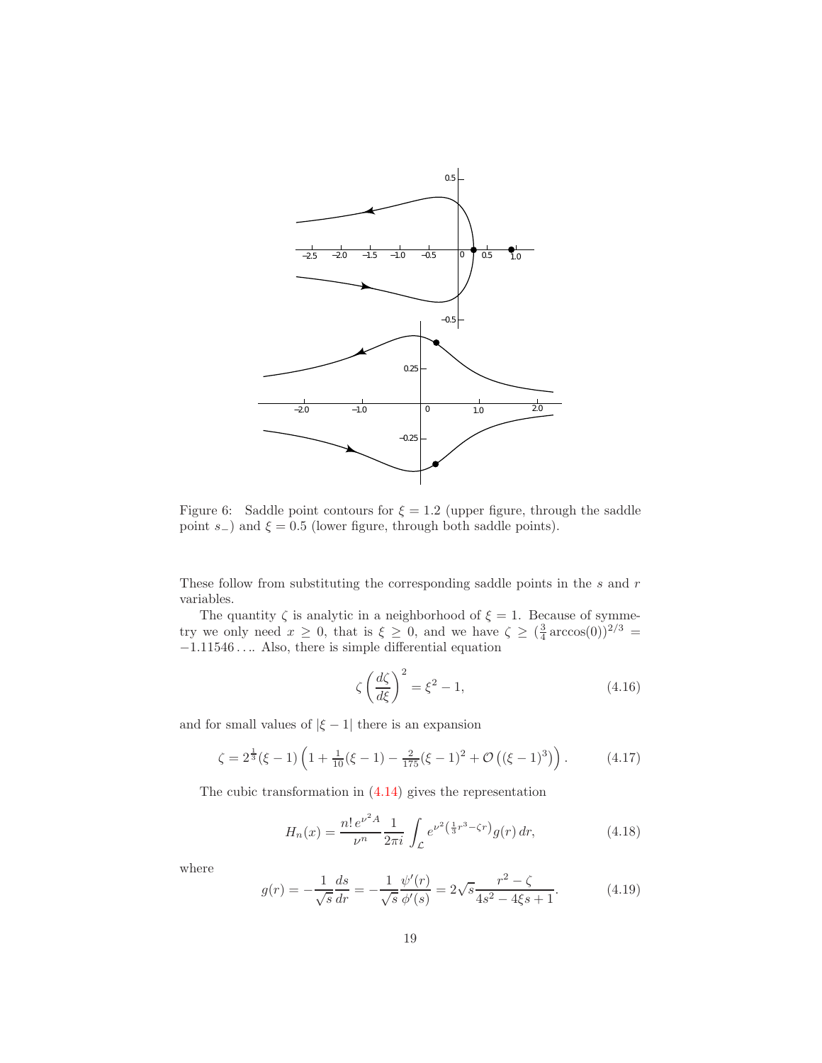Figure 6: Saddle point contours for $\xi = 1.2$ (upper figure, through the saddle point $s_-$) and $\xi = 0.5$ (lower figure, through both saddle points).

These follow from substituting the corresponding saddle points in the $s$ and $r$ variables.

The quantity $\zeta$ is analytic in a neighborhood of $\xi = 1$. Because of symmetry we only need $x \geq 0$, that is $\xi \geq 0$, and we have $\zeta \geq (\frac{3}{4}\arccos(0))^{2/3} = -1.11546\ldots$. Also, there is simple differential equation

$$\zeta \left(\frac{d\zeta}{d\xi}\right)^2 = \xi^2 - 1, \tag{4.16}$$

and for small values of $|\xi - 1|$ there is an expansion

$$\zeta = 2^{\frac{1}{3}}(\xi - 1)\left(1 + \tfrac{1}{10}(\xi - 1) - \tfrac{2}{175}(\xi - 1)^2 + \mathcal{O}\left((\xi - 1)^3\right)\right). \tag{4.17}$$

The cubic transformation in (4.14) gives the representation

$$H_n(x) = \frac{n!\, e^{\nu^2 A}}{\nu^n} \frac{1}{2\pi i} \int_{\mathcal{L}} e^{\nu^2\left(\frac{1}{3}r^3 - \zeta r\right)} g(r)\, dr, \tag{4.18}$$

where

$$g(r) = -\frac{1}{\sqrt{s}}\frac{ds}{dr} = -\frac{1}{\sqrt{s}}\frac{\psi'(r)}{\phi'(s)} = 2\sqrt{s}\frac{r^2 - \zeta}{4s^2 - 4\xi s + 1}. \tag{4.19}$$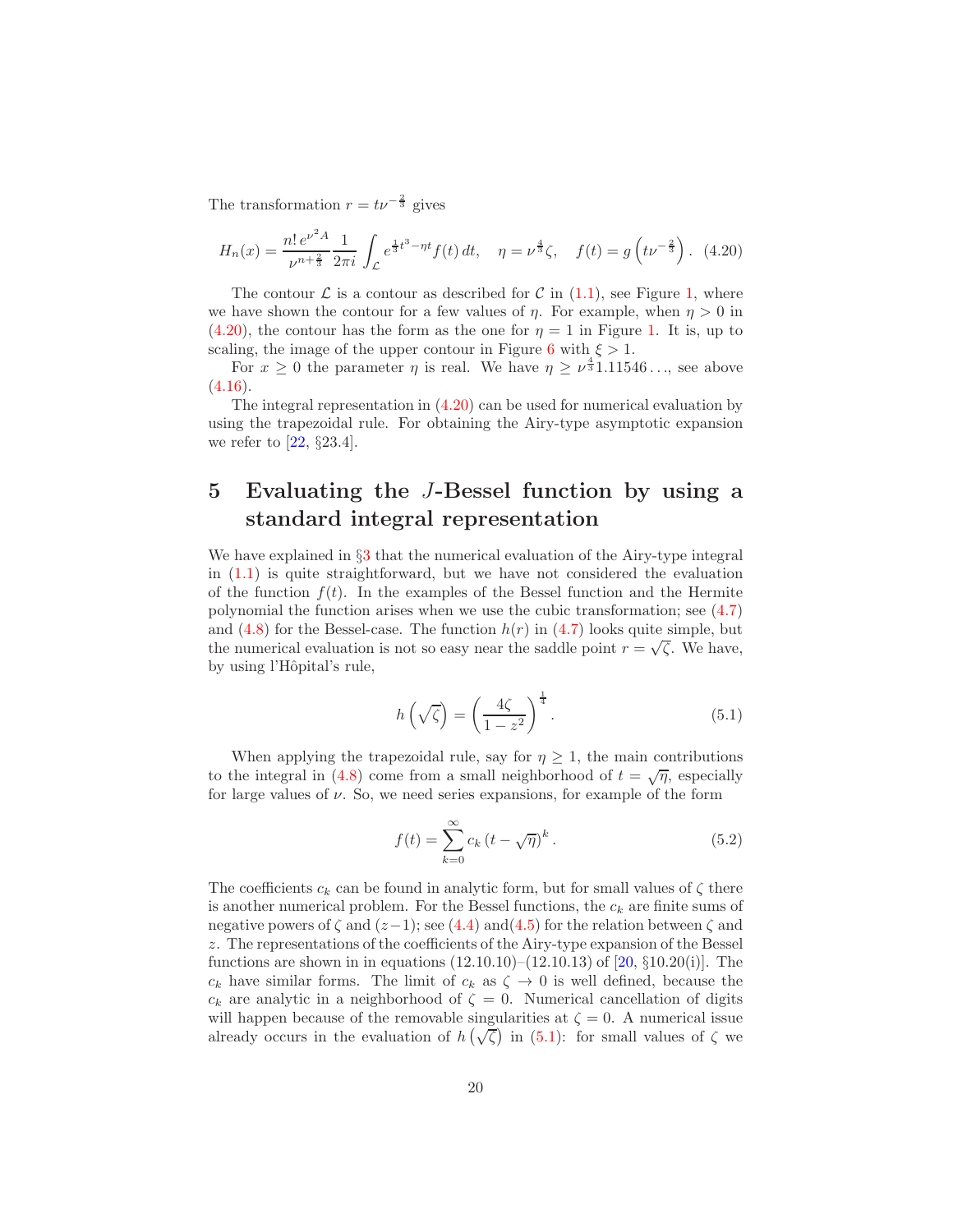The transformation $r = t\nu^{-\frac{2}{3}}$ gives

$$H_n(x) = \frac{n!\, e^{\nu^2 A}}{\nu^{n+\frac{2}{3}}} \frac{1}{2\pi i} \int_{\mathcal{L}} e^{\frac{1}{3}t^3 - \eta t} f(t)\, dt, \quad \eta = \nu^{\frac{4}{3}}\zeta, \quad f(t) = g\left(t\nu^{-\frac{2}{3}}\right). \quad (4.20)$$

The contour $\mathcal{L}$ is a contour as described for $\mathcal{C}$ in (1.1), see Figure 1, where we have shown the contour for a few values of $\eta$. For example, when $\eta > 0$ in (4.20), the contour has the form as the one for $\eta = 1$ in Figure 1. It is, up to scaling, the image of the upper contour in Figure 6 with $\xi > 1$.

For $x \ge 0$ the parameter $\eta$ is real. We have $\eta \ge \nu^{\frac{4}{3}} 1.11546\ldots$, see above (4.16).

The integral representation in (4.20) can be used for numerical evaluation by using the trapezoidal rule. For obtaining the Airy-type asymptotic expansion we refer to [22, §23.4].

## 5 Evaluating the $J$-Bessel function by using a standard integral representation

We have explained in §3 that the numerical evaluation of the Airy-type integral in (1.1) is quite straightforward, but we have not considered the evaluation of the function $f(t)$. In the examples of the Bessel function and the Hermite polynomial the function arises when we use the cubic transformation; see (4.7) and (4.8) for the Bessel-case. The function $h(r)$ in (4.7) looks quite simple, but the numerical evaluation is not so easy near the saddle point $r = \sqrt{\zeta}$. We have, by using l'Hôpital's rule,

$$h\left(\sqrt{\zeta}\right) = \left(\frac{4\zeta}{1 - z^2}\right)^{\frac{1}{4}}. \quad (5.1)$$

When applying the trapezoidal rule, say for $\eta \ge 1$, the main contributions to the integral in (4.8) come from a small neighborhood of $t = \sqrt{\eta}$, especially for large values of $\nu$. So, we need series expansions, for example of the form

$$f(t) = \sum_{k=0}^{\infty} c_k \left(t - \sqrt{\eta}\right)^k. \quad (5.2)$$

The coefficients $c_k$ can be found in analytic form, but for small values of $\zeta$ there is another numerical problem. For the Bessel functions, the $c_k$ are finite sums of negative powers of $\zeta$ and $(z-1)$; see (4.4) and(4.5) for the relation between $\zeta$ and $z$. The representations of the coefficients of the Airy-type expansion of the Bessel functions are shown in in equations (12.10.10)–(12.10.13) of [20, §10.20(i)]. The $c_k$ have similar forms. The limit of $c_k$ as $\zeta \to 0$ is well defined, because the $c_k$ are analytic in a neighborhood of $\zeta = 0$. Numerical cancellation of digits will happen because of the removable singularities at $\zeta = 0$. A numerical issue already occurs in the evaluation of $h\left(\sqrt{\zeta}\right)$ in (5.1): for small values of $\zeta$ we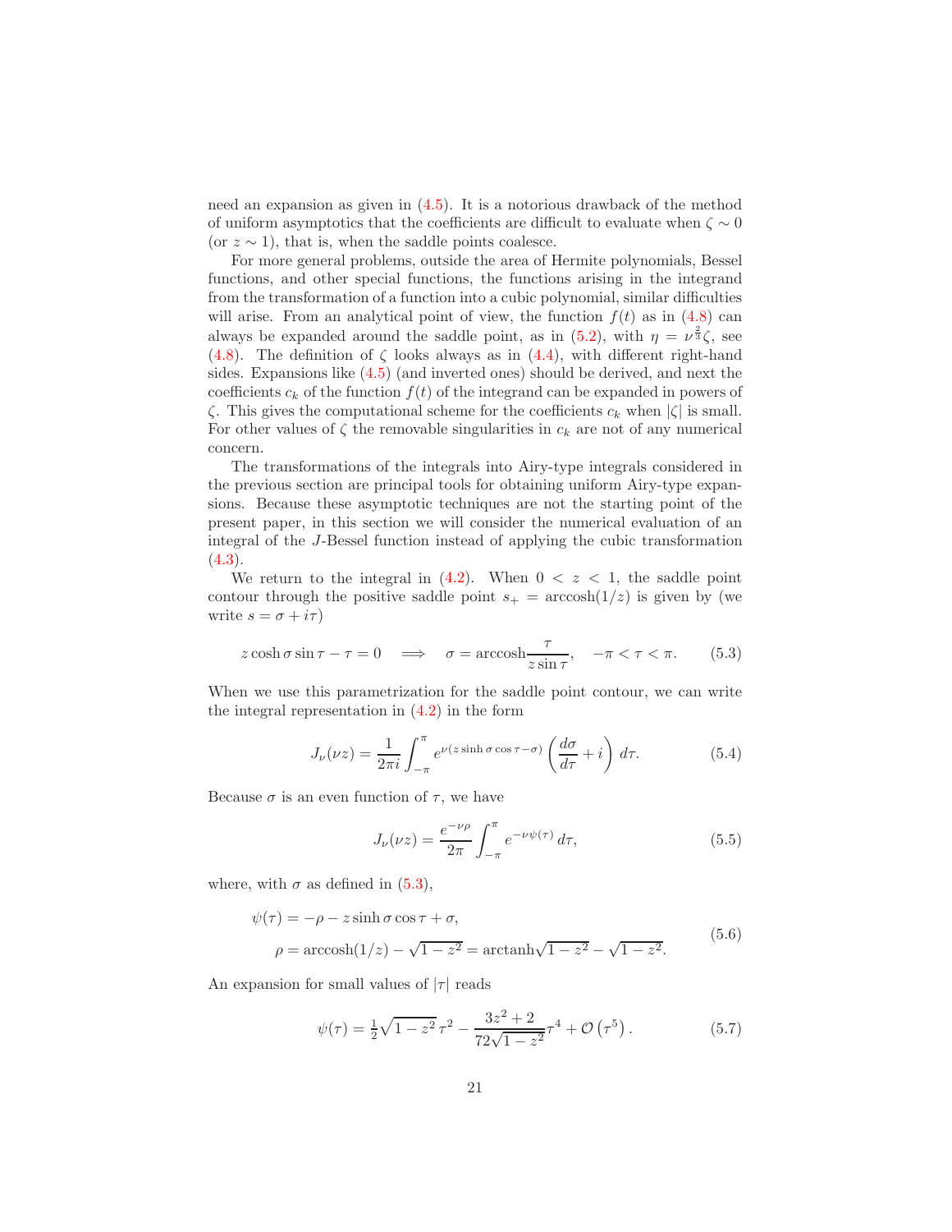need an expansion as given in (4.5). It is a notorious drawback of the method of uniform asymptotics that the coefficients are difficult to evaluate when $\zeta \sim 0$ (or $z \sim 1$), that is, when the saddle points coalesce.

For more general problems, outside the area of Hermite polynomials, Bessel functions, and other special functions, the functions arising in the integrand from the transformation of a function into a cubic polynomial, similar difficulties will arise. From an analytical point of view, the function $f(t)$ as in (4.8) can always be expanded around the saddle point, as in (5.2), with $\eta = \nu^{\frac{2}{3}}\zeta$, see (4.8). The definition of $\zeta$ looks always as in (4.4), with different right-hand sides. Expansions like (4.5) (and inverted ones) should be derived, and next the coefficients $c_k$ of the function $f(t)$ of the integrand can be expanded in powers of $\zeta$. This gives the computational scheme for the coefficients $c_k$ when $|\zeta|$ is small. For other values of $\zeta$ the removable singularities in $c_k$ are not of any numerical concern.

The transformations of the integrals into Airy-type integrals considered in the previous section are principal tools for obtaining uniform Airy-type expansions. Because these asymptotic techniques are not the starting point of the present paper, in this section we will consider the numerical evaluation of an integral of the $J$-Bessel function instead of applying the cubic transformation (4.3).

We return to the integral in (4.2). When $0 < z < 1$, the saddle point contour through the positive saddle point $s_+ = \operatorname{arccosh}(1/z)$ is given by (we write $s = \sigma + i\tau$)

$$z\cosh\sigma\sin\tau - \tau = 0 \quad \Longrightarrow \quad \sigma = \operatorname{arccosh}\frac{\tau}{z\sin\tau}, \quad -\pi < \tau < \pi. \tag{5.3}$$

When we use this parametrization for the saddle point contour, we can write the integral representation in (4.2) in the form

$$J_\nu(\nu z) = \frac{1}{2\pi i}\int_{-\pi}^{\pi} e^{\nu(z\sinh\sigma\cos\tau - \sigma)}\left(\frac{d\sigma}{d\tau} + i\right)d\tau. \tag{5.4}$$

Because $\sigma$ is an even function of $\tau$, we have

$$J_\nu(\nu z) = \frac{e^{-\nu\rho}}{2\pi}\int_{-\pi}^{\pi} e^{-\nu\psi(\tau)}\,d\tau, \tag{5.5}$$

where, with $\sigma$ as defined in (5.3),

$$\begin{aligned}\psi(\tau) &= -\rho - z\sinh\sigma\cos\tau + \sigma,\\ \rho &= \operatorname{arccosh}(1/z) - \sqrt{1-z^2} = \operatorname{arctanh}\sqrt{1-z^2} - \sqrt{1-z^2}.\end{aligned} \tag{5.6}$$

An expansion for small values of $|\tau|$ reads

$$\psi(\tau) = \tfrac{1}{2}\sqrt{1-z^2}\,\tau^2 - \frac{3z^2+2}{72\sqrt{1-z^2}}\tau^4 + \mathcal{O}\left(\tau^5\right). \tag{5.7}$$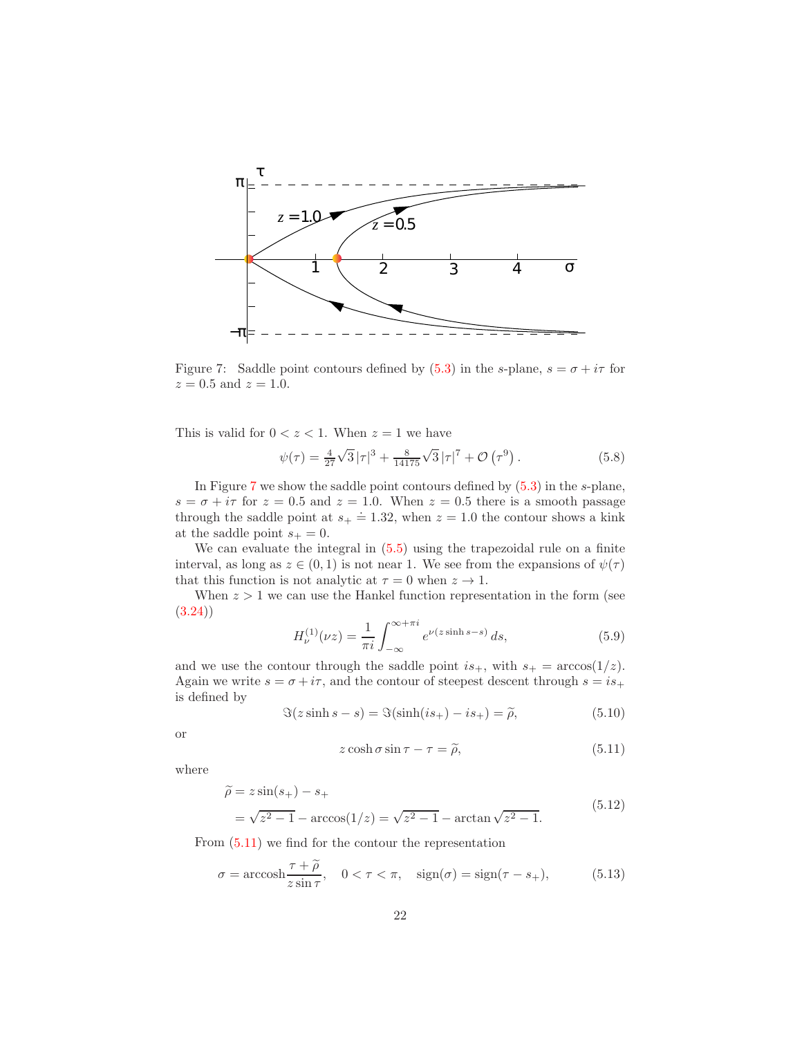Figure 7: Saddle point contours defined by (5.3) in the $s$-plane, $s = \sigma + i\tau$ for $z = 0.5$ and $z = 1.0$.

This is valid for $0 < z < 1$. When $z = 1$ we have

$$\psi(\tau) = \tfrac{4}{27}\sqrt{3}\,|\tau|^3 + \tfrac{8}{14175}\sqrt{3}\,|\tau|^7 + \mathcal{O}\left(\tau^9\right). \tag{5.8}$$

In Figure 7 we show the saddle point contours defined by (5.3) in the $s$-plane, $s = \sigma + i\tau$ for $z = 0.5$ and $z = 1.0$. When $z = 0.5$ there is a smooth passage through the saddle point at $s_+ \doteq 1.32$, when $z = 1.0$ the contour shows a kink at the saddle point $s_+ = 0$.

We can evaluate the integral in (5.5) using the trapezoidal rule on a finite interval, as long as $z \in (0, 1)$ is not near 1. We see from the expansions of $\psi(\tau)$ that this function is not analytic at $\tau = 0$ when $z \to 1$.

When $z > 1$ we can use the Hankel function representation in the form (see (3.24))

$$H_\nu^{(1)}(\nu z) = \frac{1}{\pi i}\int_{-\infty}^{\infty+\pi i} e^{\nu(z\sinh s - s)}\,ds, \tag{5.9}$$

and we use the contour through the saddle point $is_+$, with $s_+ = \arccos(1/z)$. Again we write $s = \sigma + i\tau$, and the contour of steepest descent through $s = is_+$ is defined by

$$\Im(z\sinh s - s) = \Im(\sinh(is_+) - is_+) = \widetilde{\rho}, \tag{5.10}$$

or

$$z\cosh\sigma\sin\tau - \tau = \widetilde{\rho}, \tag{5.11}$$

where

$$\begin{aligned}\widetilde{\rho} &= z\sin(s_+) - s_+ \\ &= \sqrt{z^2-1} - \arccos(1/z) = \sqrt{z^2-1} - \arctan\sqrt{z^2-1}.\end{aligned} \tag{5.12}$$

From (5.11) we find for the contour the representation

$$\sigma = \operatorname{arccosh}\frac{\tau + \widetilde{\rho}}{z\sin\tau}, \quad 0 < \tau < \pi, \quad \operatorname{sign}(\sigma) = \operatorname{sign}(\tau - s_+), \tag{5.13}$$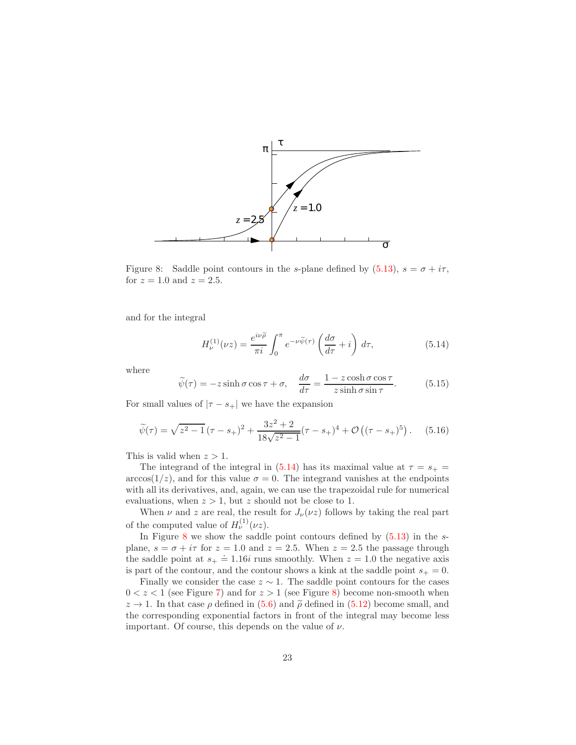Figure 8: Saddle point contours in the $s$-plane defined by (5.13), $s = \sigma + i\tau$, for $z = 1.0$ and $z = 2.5$.

and for the integral

$$H_\nu^{(1)}(\nu z) = \frac{e^{i\nu\widetilde{\rho}}}{\pi i} \int_0^\pi e^{-\nu\widetilde{\psi}(\tau)} \left(\frac{d\sigma}{d\tau} + i\right) d\tau, \tag{5.14}$$

where

$$\widetilde{\psi}(\tau) = -z \sinh\sigma \cos\tau + \sigma, \quad \frac{d\sigma}{d\tau} = \frac{1 - z\cosh\sigma\cos\tau}{z\sinh\sigma\sin\tau}. \tag{5.15}$$

For small values of $|\tau - s_+|$ we have the expansion

$$\widetilde{\psi}(\tau) = \sqrt{z^2-1}\,(\tau - s_+)^2 + \frac{3z^2+2}{18\sqrt{z^2-1}}(\tau - s_+)^4 + \mathcal{O}\left((\tau - s_+)^5\right). \tag{5.16}$$

This is valid when $z > 1$.

The integrand of the integral in (5.14) has its maximal value at $\tau = s_+ = \arccos(1/z)$, and for this value $\sigma = 0$. The integrand vanishes at the endpoints with all its derivatives, and, again, we can use the trapezoidal rule for numerical evaluations, when $z > 1$, but $z$ should not be close to 1.

When $\nu$ and $z$ are real, the result for $J_\nu(\nu z)$ follows by taking the real part of the computed value of $H_\nu^{(1)}(\nu z)$.

In Figure 8 we show the saddle point contours defined by (5.13) in the $s$-plane, $s = \sigma + i\tau$ for $z = 1.0$ and $z = 2.5$. When $z = 2.5$ the passage through the saddle point at $s_+ \doteq 1.16i$ runs smoothly. When $z = 1.0$ the negative axis is part of the contour, and the contour shows a kink at the saddle point $s_+ = 0$.

Finally we consider the case $z \sim 1$. The saddle point contours for the cases $0 < z < 1$ (see Figure 7) and for $z > 1$ (see Figure 8) become non-smooth when $z \to 1$. In that case $\rho$ defined in (5.6) and $\widetilde{\rho}$ defined in (5.12) become small, and the corresponding exponential factors in front of the integral may become less important. Of course, this depends on the value of $\nu$.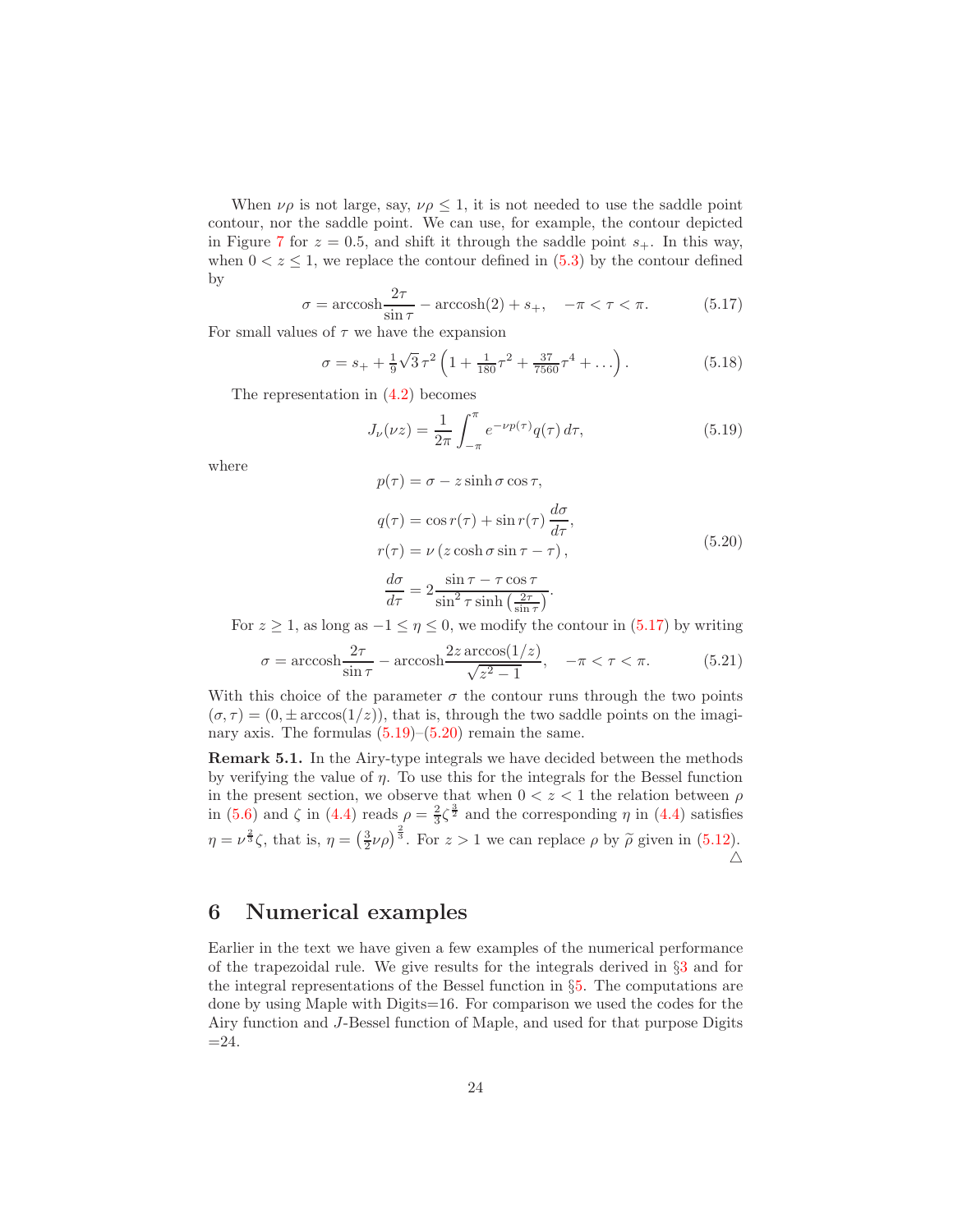When $\nu\rho$ is not large, say, $\nu\rho \le 1$, it is not needed to use the saddle point contour, nor the saddle point. We can use, for example, the contour depicted in Figure 7 for $z = 0.5$, and shift it through the saddle point $s_+$. In this way, when $0 < z \le 1$, we replace the contour defined in (5.3) by the contour defined by

$$\sigma = \operatorname{arccosh}\frac{2\tau}{\sin\tau} - \operatorname{arccosh}(2) + s_+, \quad -\pi < \tau < \pi. \tag{5.17}$$

For small values of $\tau$ we have the expansion

$$\sigma = s_+ + \tfrac{1}{9}\sqrt{3}\,\tau^2\left(1 + \tfrac{1}{180}\tau^2 + \tfrac{37}{7560}\tau^4 + \ldots\right). \tag{5.18}$$

The representation in (4.2) becomes

$$J_\nu(\nu z) = \frac{1}{2\pi}\int_{-\pi}^{\pi} e^{-\nu p(\tau)} q(\tau)\, d\tau, \tag{5.19}$$

where

$$\begin{aligned}
p(\tau) &= \sigma - z\sinh\sigma\cos\tau,\\
q(\tau) &= \cos r(\tau) + \sin r(\tau)\,\frac{d\sigma}{d\tau},\\
r(\tau) &= \nu\left(z\cosh\sigma\sin\tau - \tau\right),\\
\frac{d\sigma}{d\tau} &= 2\frac{\sin\tau - \tau\cos\tau}{\sin^2\tau\,\sinh\left(\frac{2\tau}{\sin\tau}\right)}.
\end{aligned} \tag{5.20}$$

For $z \ge 1$, as long as $-1 \le \eta \le 0$, we modify the contour in (5.17) by writing

$$\sigma = \operatorname{arccosh}\frac{2\tau}{\sin\tau} - \operatorname{arccosh}\frac{2z\arccos(1/z)}{\sqrt{z^2-1}}, \quad -\pi < \tau < \pi. \tag{5.21}$$

With this choice of the parameter $\sigma$ the contour runs through the two points $(\sigma, \tau) = (0, \pm\arccos(1/z))$, that is, through the two saddle points on the imaginary axis. The formulas (5.19)–(5.20) remain the same.

**Remark 5.1.** In the Airy-type integrals we have decided between the methods by verifying the value of $\eta$. To use this for the integrals for the Bessel function in the present section, we observe that when $0 < z < 1$ the relation between $\rho$ in (5.6) and $\zeta$ in (4.4) reads $\rho = \frac{2}{3}\zeta^{\frac{3}{2}}$ and the corresponding $\eta$ in (4.4) satisfies $\eta = \nu^{\frac{2}{3}}\zeta$, that is, $\eta = \left(\frac{3}{2}\nu\rho\right)^{\frac{2}{3}}$. For $z > 1$ we can replace $\rho$ by $\widetilde{\rho}$ given in (5.12). $\triangle$

## 6 Numerical examples

Earlier in the text we have given a few examples of the numerical performance of the trapezoidal rule. We give results for the integrals derived in §3 and for the integral representations of the Bessel function in §5. The computations are done by using Maple with Digits=16. For comparison we used the codes for the Airy function and $J$-Bessel function of Maple, and used for that purpose Digits =24.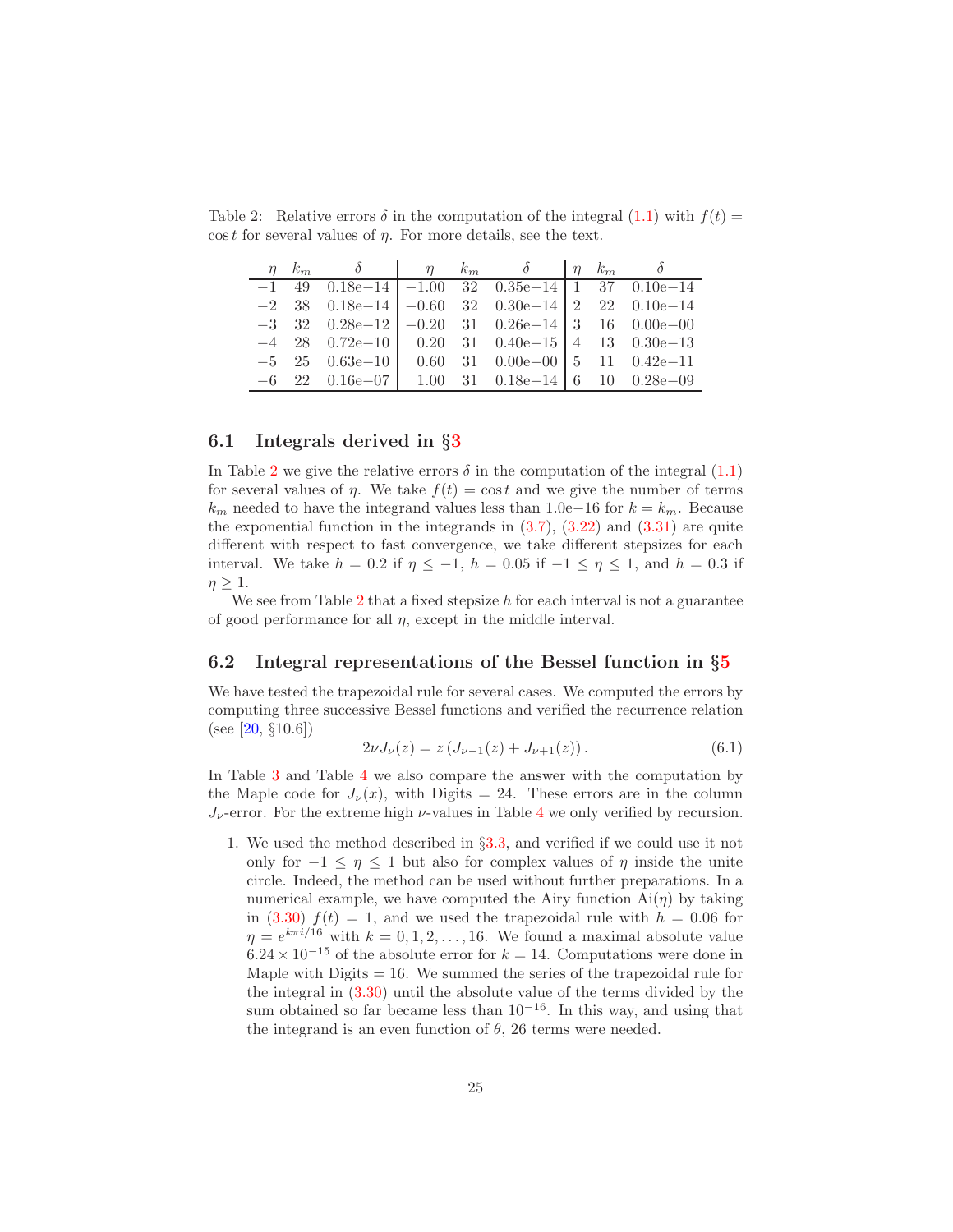Table 2: Relative errors $\delta$ in the computation of the integral (1.1) with $f(t) = \cos t$ for several values of $\eta$. For more details, see the text.

| $\eta$ | $k_m$ | $\delta$ | $\eta$ | $k_m$ | $\delta$ | $\eta$ | $k_m$ | $\delta$ |
|---|---|---|---|---|---|---|---|---|
| $-1$ | 49 | 0.18e−14 | $-1.00$ | 32 | 0.35e−14 | 1 | 37 | 0.10e−14 |
| $-2$ | 38 | 0.18e−14 | $-0.60$ | 32 | 0.30e−14 | 2 | 22 | 0.10e−14 |
| $-3$ | 32 | 0.28e−12 | $-0.20$ | 31 | 0.26e−14 | 3 | 16 | 0.00e−00 |
| $-4$ | 28 | 0.72e−10 | 0.20 | 31 | 0.40e−15 | 4 | 13 | 0.30e−13 |
| $-5$ | 25 | 0.63e−10 | 0.60 | 31 | 0.00e−00 | 5 | 11 | 0.42e−11 |
| $-6$ | 22 | 0.16e−07 | 1.00 | 31 | 0.18e−14 | 6 | 10 | 0.28e−09 |

### 6.1 Integrals derived in §3

In Table 2 we give the relative errors $\delta$ in the computation of the integral (1.1) for several values of $\eta$. We take $f(t) = \cos t$ and we give the number of terms $k_m$ needed to have the integrand values less than 1.0e−16 for $k = k_m$. Because the exponential function in the integrands in (3.7), (3.22) and (3.31) are quite different with respect to fast convergence, we take different stepsizes for each interval. We take $h = 0.2$ if $\eta \le -1$, $h = 0.05$ if $-1 \le \eta \le 1$, and $h = 0.3$ if $\eta \ge 1$.

We see from Table 2 that a fixed stepsize $h$ for each interval is not a guarantee of good performance for all $\eta$, except in the middle interval.

### 6.2 Integral representations of the Bessel function in §5

We have tested the trapezoidal rule for several cases. We computed the errors by computing three successive Bessel functions and verified the recurrence relation (see [20, §10.6])

$$2\nu J_\nu(z) = z\left(J_{\nu-1}(z) + J_{\nu+1}(z)\right). \tag{6.1}$$

In Table 3 and Table 4 we also compare the answer with the computation by the Maple code for $J_\nu(x)$, with Digits = 24. These errors are in the column $J_\nu$-error. For the extreme high $\nu$-values in Table 4 we only verified by recursion.

1. We used the method described in §3.3, and verified if we could use it not only for $-1 \le \eta \le 1$ but also for complex values of $\eta$ inside the unite circle. Indeed, the method can be used without further preparations. In a numerical example, we have computed the Airy function $\mathrm{Ai}(\eta)$ by taking in (3.30) $f(t) = 1$, and we used the trapezoidal rule with $h = 0.06$ for $\eta = e^{k\pi i/16}$ with $k = 0, 1, 2, \ldots, 16$. We found a maximal absolute value $6.24 \times 10^{-15}$ of the absolute error for $k = 14$. Computations were done in Maple with Digits = 16. We summed the series of the trapezoidal rule for the integral in (3.30) until the absolute value of the terms divided by the sum obtained so far became less than $10^{-16}$. In this way, and using that the integrand is an even function of $\theta$, 26 terms were needed.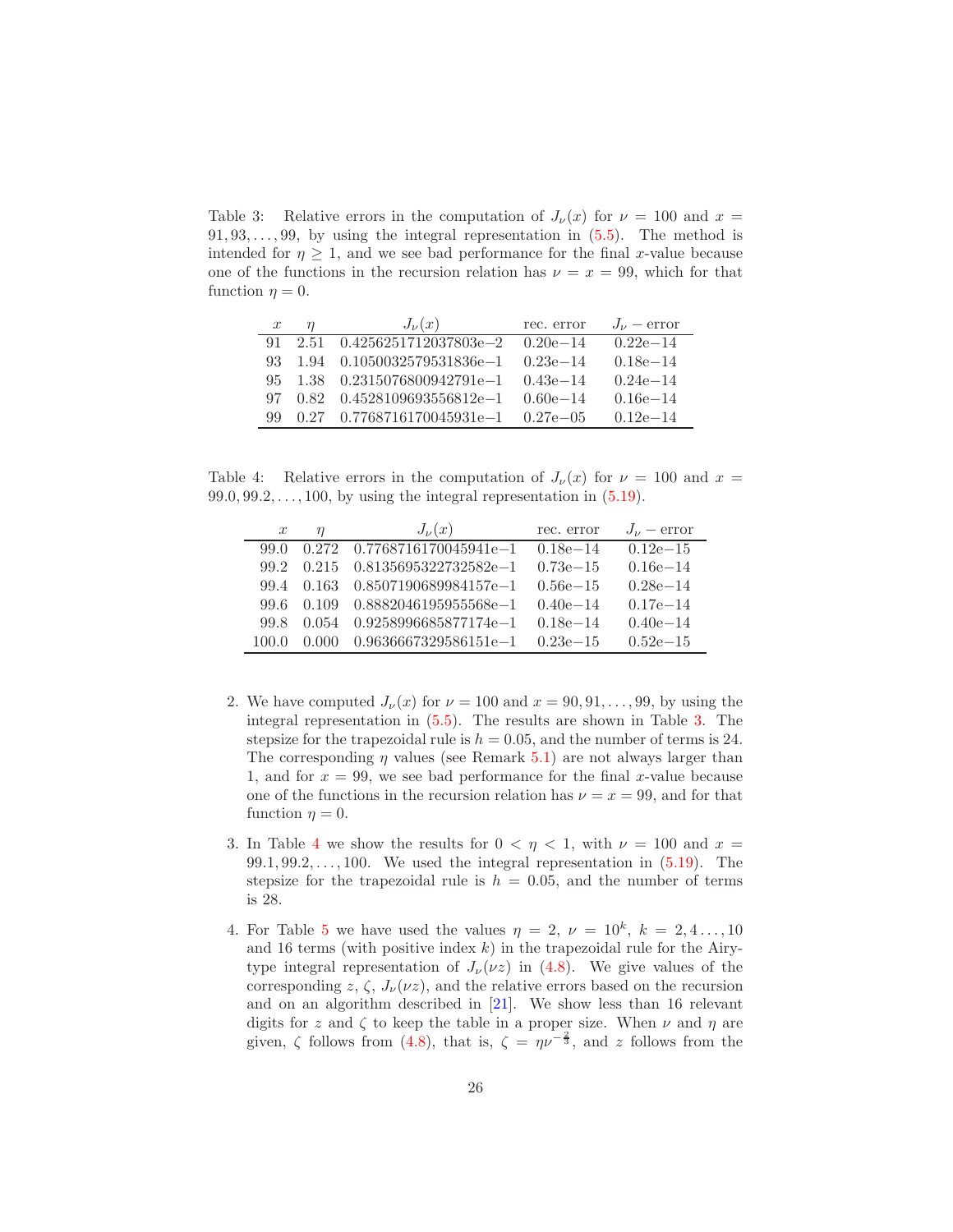Table 3: Relative errors in the computation of $J_\nu(x)$ for $\nu = 100$ and $x = 91, 93, \ldots, 99$, by using the integral representation in (5.5). The method is intended for $\eta \geq 1$, and we see bad performance for the final $x$-value because one of the functions in the recursion relation has $\nu = x = 99$, which for that function $\eta = 0$.

| $x$ | $\eta$ | $J_\nu(x)$ | rec. error | $J_\nu$ − error |
|---|---|---|---|---|
| 91 | 2.51 | 0.4256251712037803e−2 | 0.20e−14 | 0.22e−14 |
| 93 | 1.94 | 0.1050032579531836e−1 | 0.23e−14 | 0.18e−14 |
| 95 | 1.38 | 0.2315076800942791e−1 | 0.43e−14 | 0.24e−14 |
| 97 | 0.82 | 0.4528109693556812e−1 | 0.60e−14 | 0.16e−14 |
| 99 | 0.27 | 0.7768716170045931e−1 | 0.27e−05 | 0.12e−14 |

Table 4: Relative errors in the computation of $J_\nu(x)$ for $\nu = 100$ and $x = 99.0, 99.2, \ldots, 100$, by using the integral representation in (5.19).

| $x$ | $\eta$ | $J_\nu(x)$ | rec. error | $J_\nu$ − error |
|---|---|---|---|---|
| 99.0 | 0.272 | 0.7768716170045941e−1 | 0.18e−14 | 0.12e−15 |
| 99.2 | 0.215 | 0.8135695322732582e−1 | 0.73e−15 | 0.16e−14 |
| 99.4 | 0.163 | 0.8507190689984157e−1 | 0.56e−15 | 0.28e−14 |
| 99.6 | 0.109 | 0.8882046195955568e−1 | 0.40e−14 | 0.17e−14 |
| 99.8 | 0.054 | 0.9258996685877174e−1 | 0.18e−14 | 0.40e−14 |
| 100.0 | 0.000 | 0.9636667329586151e−1 | 0.23e−15 | 0.52e−15 |

2. We have computed $J_\nu(x)$ for $\nu = 100$ and $x = 90, 91, \ldots, 99$, by using the integral representation in (5.5). The results are shown in Table 3. The stepsize for the trapezoidal rule is $h = 0.05$, and the number of terms is 24. The corresponding $\eta$ values (see Remark 5.1) are not always larger than 1, and for $x = 99$, we see bad performance for the final $x$-value because one of the functions in the recursion relation has $\nu = x = 99$, and for that function $\eta = 0$.

3. In Table 4 we show the results for $0 < \eta < 1$, with $\nu = 100$ and $x = 99.1, 99.2, \ldots, 100$. We used the integral representation in (5.19). The stepsize for the trapezoidal rule is $h = 0.05$, and the number of terms is 28.

4. For Table 5 we have used the values $\eta = 2$, $\nu = 10^k$, $k = 2, 4 \ldots, 10$ and 16 terms (with positive index $k$) in the trapezoidal rule for the Airy-type integral representation of $J_\nu(\nu z)$ in (4.8). We give values of the corresponding $z$, $\zeta$, $J_\nu(\nu z)$, and the relative errors based on the recursion and on an algorithm described in [21]. We show less than 16 relevant digits for $z$ and $\zeta$ to keep the table in a proper size. When $\nu$ and $\eta$ are given, $\zeta$ follows from (4.8), that is, $\zeta = \eta\nu^{-\frac{2}{3}}$, and $z$ follows from the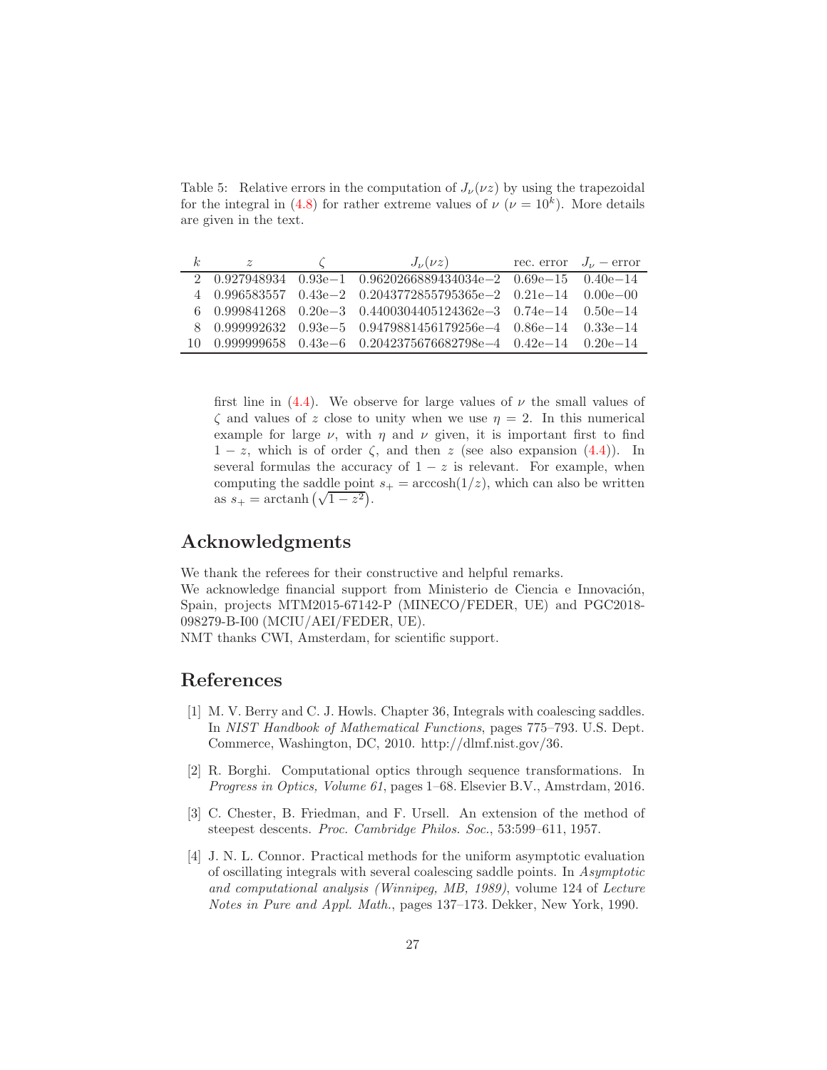Table 5: Relative errors in the computation of $J_\nu(\nu z)$ by using the trapezoidal for the integral in (4.8) for rather extreme values of $\nu$ ($\nu = 10^k$). More details are given in the text.

| $k$ | $z$ | $\zeta$ | $J_\nu(\nu z)$ | rec. error | $J_\nu$ − error |
|---|---|---|---|---|---|
| 2 | 0.927948934 | 0.93e−1 | 0.9620266889434034e−2 | 0.69e−15 | 0.40e−14 |
| 4 | 0.996583557 | 0.43e−2 | 0.2043772855795365e−2 | 0.21e−14 | 0.00e−00 |
| 6 | 0.999841268 | 0.20e−3 | 0.4400304405124362e−3 | 0.74e−14 | 0.50e−14 |
| 8 | 0.999992632 | 0.93e−5 | 0.9479881456179256e−4 | 0.86e−14 | 0.33e−14 |
| 10 | 0.999999658 | 0.43e−6 | 0.2042375676682798e−4 | 0.42e−14 | 0.20e−14 |

first line in (4.4). We observe for large values of $\nu$ the small values of $\zeta$ and values of $z$ close to unity when we use $\eta = 2$. In this numerical example for large $\nu$, with $\eta$ and $\nu$ given, it is important first to find $1 - z$, which is of order $\zeta$, and then $z$ (see also expansion (4.4)). In several formulas the accuracy of $1 - z$ is relevant. For example, when computing the saddle point $s_+ = \operatorname{arccosh}(1/z)$, which can also be written as $s_+ = \operatorname{arctanh}\left(\sqrt{1-z^2}\right)$.

## Acknowledgments

We thank the referees for their constructive and helpful remarks.
We acknowledge financial support from Ministerio de Ciencia e Innovación, Spain, projects MTM2015-67142-P (MINECO/FEDER, UE) and PGC2018-098279-B-I00 (MCIU/AEI/FEDER, UE).
NMT thanks CWI, Amsterdam, for scientific support.

## References

[1] M. V. Berry and C. J. Howls. Chapter 36, Integrals with coalescing saddles. In *NIST Handbook of Mathematical Functions*, pages 775–793. U.S. Dept. Commerce, Washington, DC, 2010. http://dlmf.nist.gov/36.

[2] R. Borghi. Computational optics through sequence transformations. In *Progress in Optics, Volume 61*, pages 1–68. Elsevier B.V., Amstrdam, 2016.

[3] C. Chester, B. Friedman, and F. Ursell. An extension of the method of steepest descents. *Proc. Cambridge Philos. Soc.*, 53:599–611, 1957.

[4] J. N. L. Connor. Practical methods for the uniform asymptotic evaluation of oscillating integrals with several coalescing saddle points. In *Asymptotic and computational analysis (Winnipeg, MB, 1989)*, volume 124 of *Lecture Notes in Pure and Appl. Math.*, pages 137–173. Dekker, New York, 1990.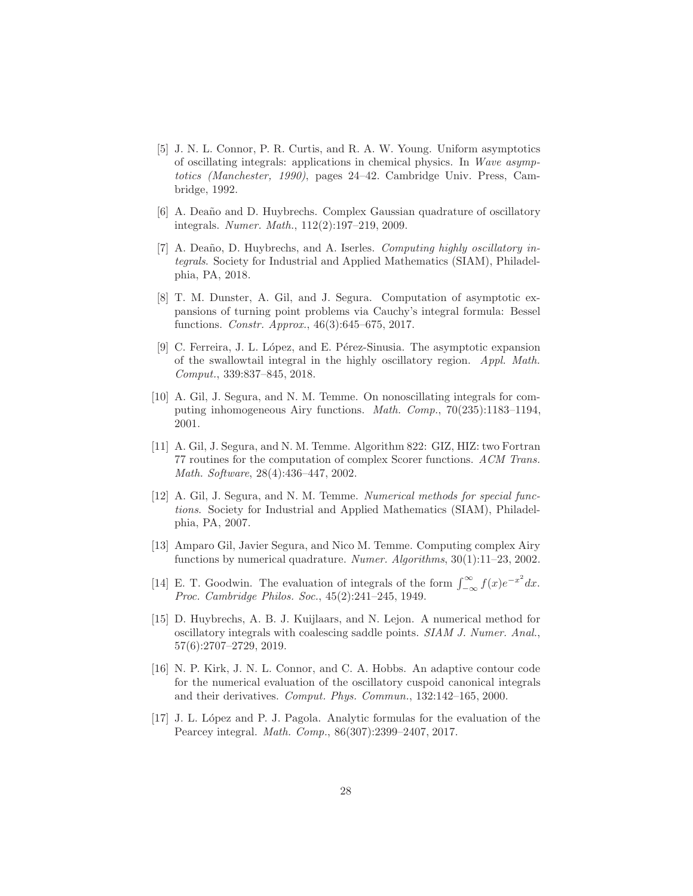[5] J. N. L. Connor, P. R. Curtis, and R. A. W. Young. Uniform asymptotics of oscillating integrals: applications in chemical physics. In *Wave asymptotics (Manchester, 1990)*, pages 24–42. Cambridge Univ. Press, Cambridge, 1992.

[6] A. Deaño and D. Huybrechs. Complex Gaussian quadrature of oscillatory integrals. *Numer. Math.*, 112(2):197–219, 2009.

[7] A. Deaño, D. Huybrechs, and A. Iserles. *Computing highly oscillatory integrals*. Society for Industrial and Applied Mathematics (SIAM), Philadelphia, PA, 2018.

[8] T. M. Dunster, A. Gil, and J. Segura. Computation of asymptotic expansions of turning point problems via Cauchy's integral formula: Bessel functions. *Constr. Approx.*, 46(3):645–675, 2017.

[9] C. Ferreira, J. L. López, and E. Pérez-Sinusia. The asymptotic expansion of the swallowtail integral in the highly oscillatory region. *Appl. Math. Comput.*, 339:837–845, 2018.

[10] A. Gil, J. Segura, and N. M. Temme. On nonoscillating integrals for computing inhomogeneous Airy functions. *Math. Comp.*, 70(235):1183–1194, 2001.

[11] A. Gil, J. Segura, and N. M. Temme. Algorithm 822: GIZ, HIZ: two Fortran 77 routines for the computation of complex Scorer functions. *ACM Trans. Math. Software*, 28(4):436–447, 2002.

[12] A. Gil, J. Segura, and N. M. Temme. *Numerical methods for special functions*. Society for Industrial and Applied Mathematics (SIAM), Philadelphia, PA, 2007.

[13] Amparo Gil, Javier Segura, and Nico M. Temme. Computing complex Airy functions by numerical quadrature. *Numer. Algorithms*, 30(1):11–23, 2002.

[14] E. T. Goodwin. The evaluation of integrals of the form $\int_{-\infty}^{\infty} f(x)e^{-x^2}dx$. *Proc. Cambridge Philos. Soc.*, 45(2):241–245, 1949.

[15] D. Huybrechs, A. B. J. Kuijlaars, and N. Lejon. A numerical method for oscillatory integrals with coalescing saddle points. *SIAM J. Numer. Anal.*, 57(6):2707–2729, 2019.

[16] N. P. Kirk, J. N. L. Connor, and C. A. Hobbs. An adaptive contour code for the numerical evaluation of the oscillatory cuspoid canonical integrals and their derivatives. *Comput. Phys. Commun.*, 132:142–165, 2000.

[17] J. L. López and P. J. Pagola. Analytic formulas for the evaluation of the Pearcey integral. *Math. Comp.*, 86(307):2399–2407, 2017.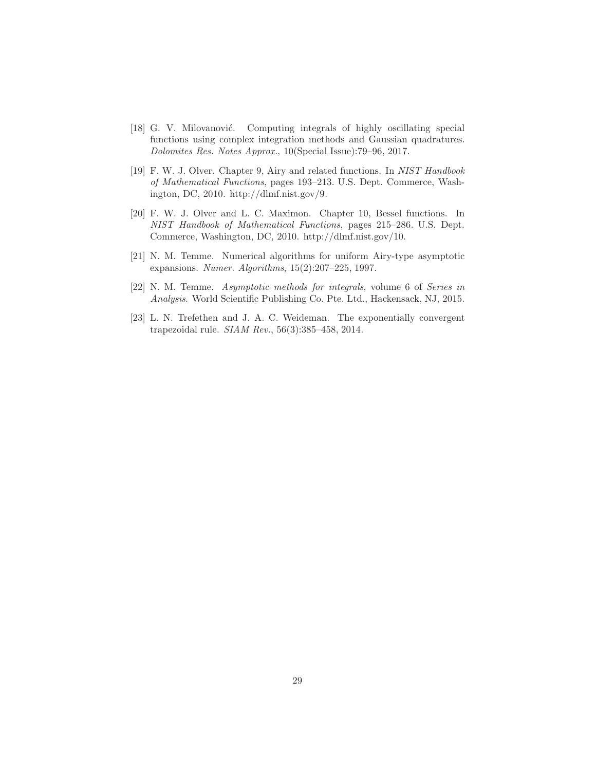[18] G. V. Milovanović. Computing integrals of highly oscillating special functions using complex integration methods and Gaussian quadratures. *Dolomites Res. Notes Approx.*, 10(Special Issue):79–96, 2017.

[19] F. W. J. Olver. Chapter 9, Airy and related functions. In *NIST Handbook of Mathematical Functions*, pages 193–213. U.S. Dept. Commerce, Washington, DC, 2010. http://dlmf.nist.gov/9.

[20] F. W. J. Olver and L. C. Maximon. Chapter 10, Bessel functions. In *NIST Handbook of Mathematical Functions*, pages 215–286. U.S. Dept. Commerce, Washington, DC, 2010. http://dlmf.nist.gov/10.

[21] N. M. Temme. Numerical algorithms for uniform Airy-type asymptotic expansions. *Numer. Algorithms*, 15(2):207–225, 1997.

[22] N. M. Temme. *Asymptotic methods for integrals*, volume 6 of *Series in Analysis*. World Scientific Publishing Co. Pte. Ltd., Hackensack, NJ, 2015.

[23] L. N. Trefethen and J. A. C. Weideman. The exponentially convergent trapezoidal rule. *SIAM Rev.*, 56(3):385–458, 2014.